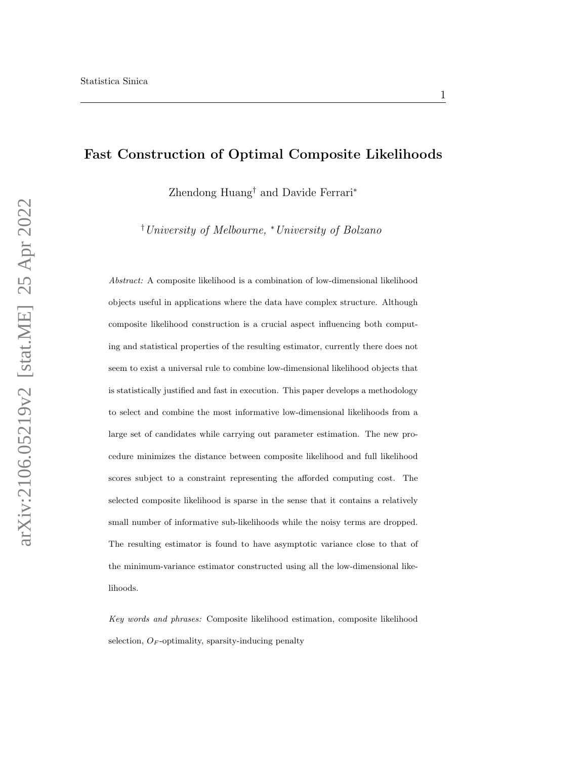# Fast Construction of Optimal Composite Likelihoods

Zhendong Huang[†] and Davide Ferrari[*]

[†]*University of Melbourne,* [*]*University of Bolzano*

*Abstract:* A composite likelihood is a combination of low-dimensional likelihood objects useful in applications where the data have complex structure. Although composite likelihood construction is a crucial aspect influencing both computing and statistical properties of the resulting estimator, currently there does not seem to exist a universal rule to combine low-dimensional likelihood objects that is statistically justified and fast in execution. This paper develops a methodology to select and combine the most informative low-dimensional likelihoods from a large set of candidates while carrying out parameter estimation. The new procedure minimizes the distance between composite likelihood and full likelihood scores subject to a constraint representing the afforded computing cost. The selected composite likelihood is sparse in the sense that it contains a relatively small number of informative sub-likelihoods while the noisy terms are dropped. The resulting estimator is found to have asymptotic variance close to that of the minimum-variance estimator constructed using all the low-dimensional likelihoods.

*Key words and phrases:* Composite likelihood estimation, composite likelihood selection, $O_F$-optimality, sparsity-inducing penalty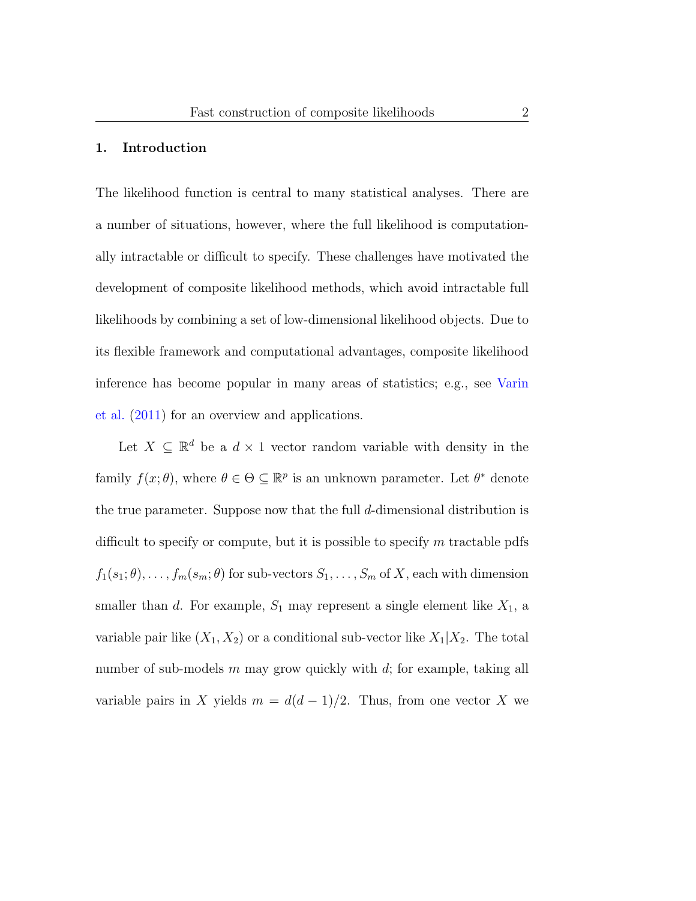## 1. Introduction

The likelihood function is central to many statistical analyses. There are a number of situations, however, where the full likelihood is computationally intractable or difficult to specify. These challenges have motivated the development of composite likelihood methods, which avoid intractable full likelihoods by combining a set of low-dimensional likelihood objects. Due to its flexible framework and computational advantages, composite likelihood inference has become popular in many areas of statistics; e.g., see Varin et al. (2011) for an overview and applications.

Let $X \subseteq \mathbb{R}^d$ be a $d \times 1$ vector random variable with density in the family $f(x; \theta)$, where $\theta \in \Theta \subseteq \mathbb{R}^p$ is an unknown parameter. Let $\theta^*$ denote the true parameter. Suppose now that the full $d$-dimensional distribution is difficult to specify or compute, but it is possible to specify $m$ tractable pdfs $f_1(s_1; \theta), \dots, f_m(s_m; \theta)$ for sub-vectors $S_1, \dots, S_m$ of $X$, each with dimension smaller than $d$. For example, $S_1$ may represent a single element like $X_1$, a variable pair like $(X_1, X_2)$ or a conditional sub-vector like $X_1|X_2$. The total number of sub-models $m$ may grow quickly with $d$; for example, taking all variable pairs in $X$ yields $m = d(d-1)/2$. Thus, from one vector $X$ we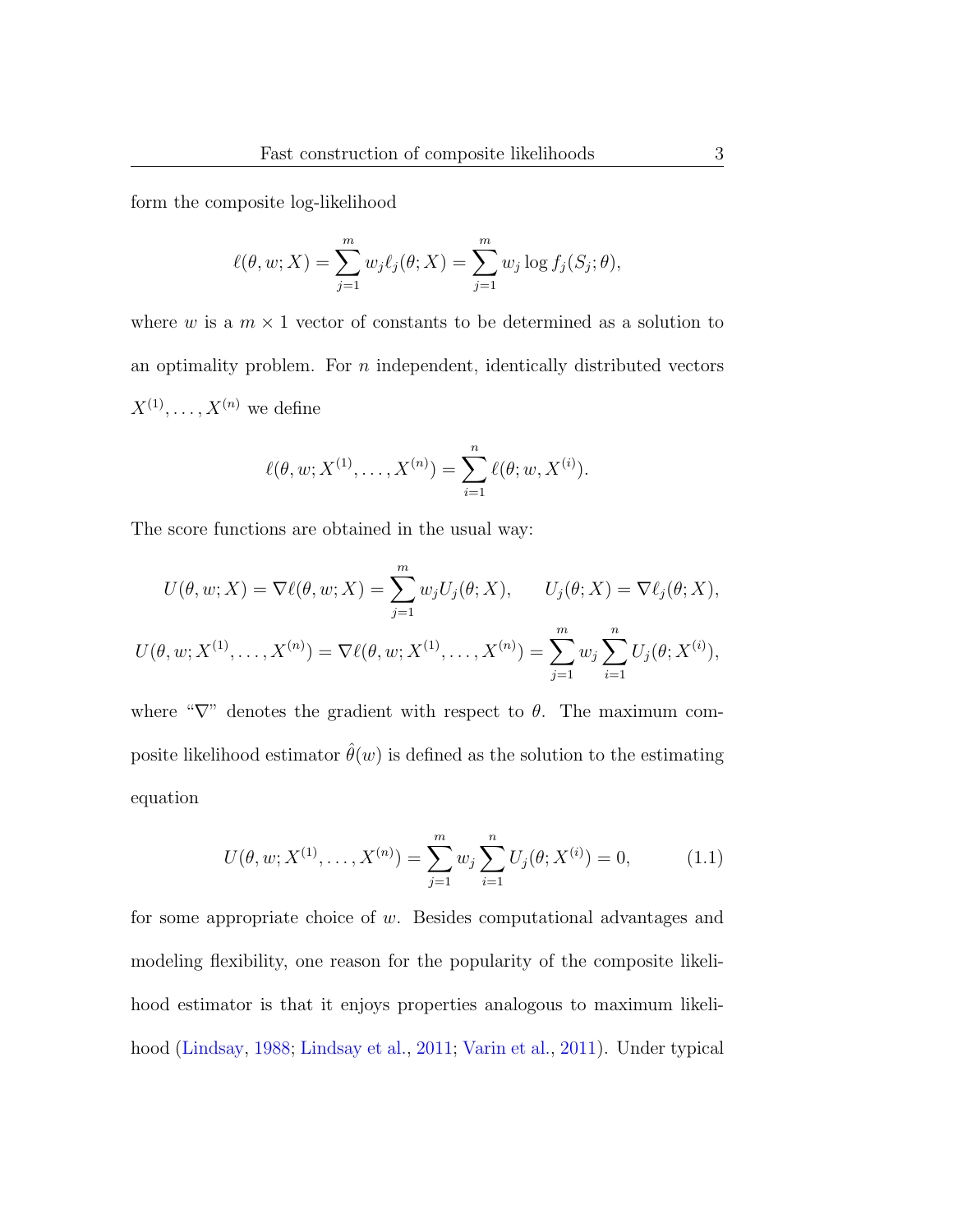form the composite log-likelihood

$$\ell(\theta, w; X) = \sum_{j=1}^{m} w_j \ell_j(\theta; X) = \sum_{j=1}^{m} w_j \log f_j(S_j; \theta),$$

where $w$ is a $m \times 1$ vector of constants to be determined as a solution to an optimality problem. For $n$ independent, identically distributed vectors $X^{(1)}, \ldots, X^{(n)}$ we define

$$\ell(\theta, w; X^{(1)}, \ldots, X^{(n)}) = \sum_{i=1}^{n} \ell(\theta; w, X^{(i)}).$$

The score functions are obtained in the usual way:

$$U(\theta, w; X) = \nabla \ell(\theta, w; X) = \sum_{j=1}^{m} w_j U_j(\theta; X), \qquad U_j(\theta; X) = \nabla \ell_j(\theta; X),$$

$$U(\theta, w; X^{(1)}, \ldots, X^{(n)}) = \nabla \ell(\theta, w; X^{(1)}, \ldots, X^{(n)}) = \sum_{j=1}^{m} w_j \sum_{i=1}^{n} U_j(\theta; X^{(i)}),$$

where "$\nabla$" denotes the gradient with respect to $\theta$. The maximum composite likelihood estimator $\hat{\theta}(w)$ is defined as the solution to the estimating equation

$$U(\theta, w; X^{(1)}, \ldots, X^{(n)}) = \sum_{j=1}^{m} w_j \sum_{i=1}^{n} U_j(\theta; X^{(i)}) = 0, \tag{1.1}$$

for some appropriate choice of $w$. Besides computational advantages and modeling flexibility, one reason for the popularity of the composite likelihood estimator is that it enjoys properties analogous to maximum likelihood (Lindsay, 1988; Lindsay et al., 2011; Varin et al., 2011). Under typical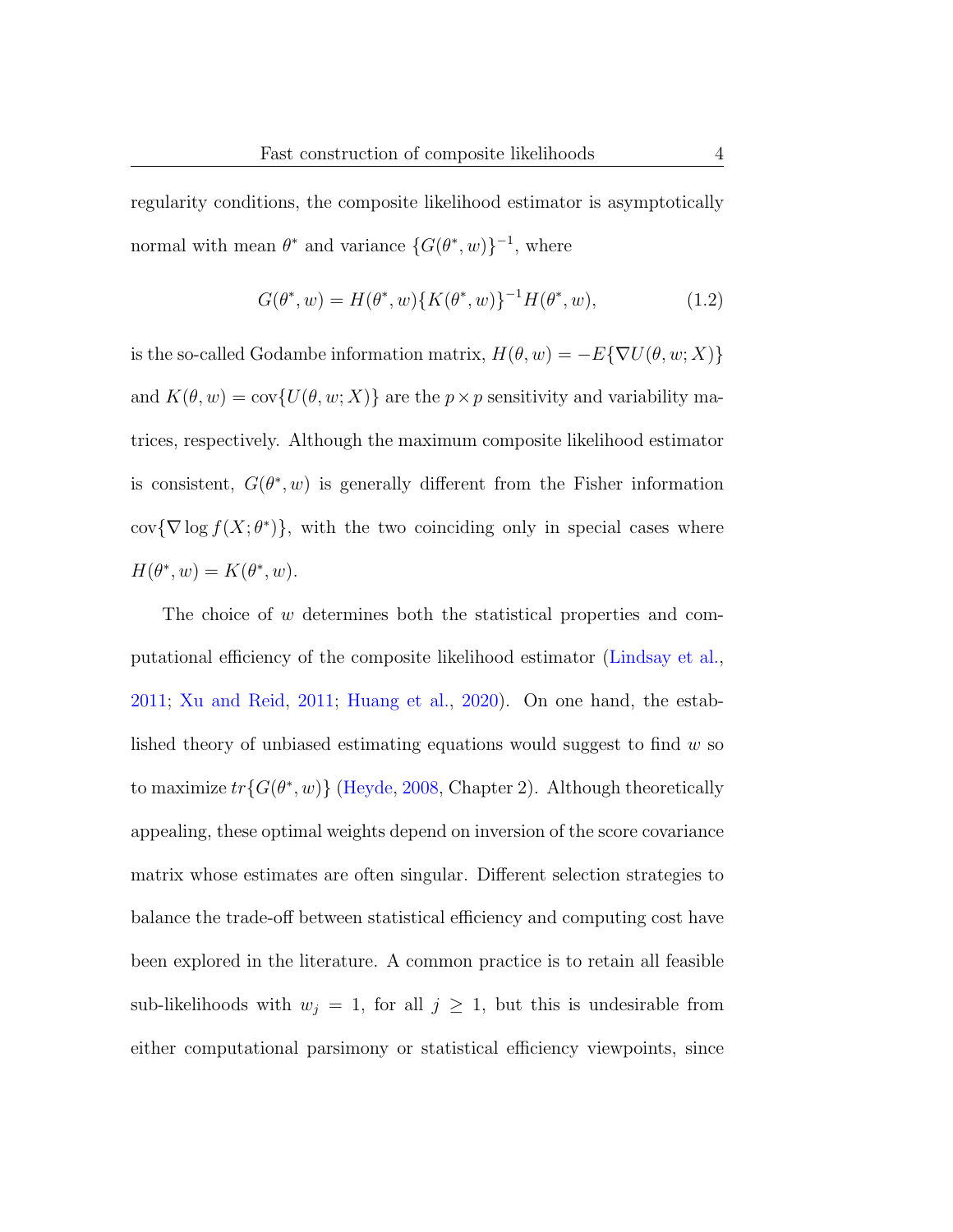regularity conditions, the composite likelihood estimator is asymptotically normal with mean $\theta^*$ and variance $\{G(\theta^*, w)\}^{-1}$, where

$$G(\theta^*, w) = H(\theta^*, w)\{K(\theta^*, w)\}^{-1}H(\theta^*, w), \tag{1.2}$$

is the so-called Godambe information matrix, $H(\theta, w) = -E\{\nabla U(\theta, w; X)\}$ and $K(\theta, w) = \text{cov}\{U(\theta, w; X)\}$ are the $p \times p$ sensitivity and variability matrices, respectively. Although the maximum composite likelihood estimator is consistent, $G(\theta^*, w)$ is generally different from the Fisher information $\text{cov}\{\nabla \log f(X; \theta^*)\}$, with the two coinciding only in special cases where $H(\theta^*, w) = K(\theta^*, w)$.

The choice of $w$ determines both the statistical properties and computational efficiency of the composite likelihood estimator (Lindsay et al., 2011; Xu and Reid, 2011; Huang et al., 2020). On one hand, the established theory of unbiased estimating equations would suggest to find $w$ so to maximize $tr\{G(\theta^*, w)\}$ (Heyde, 2008, Chapter 2). Although theoretically appealing, these optimal weights depend on inversion of the score covariance matrix whose estimates are often singular. Different selection strategies to balance the trade-off between statistical efficiency and computing cost have been explored in the literature. A common practice is to retain all feasible sub-likelihoods with $w_j = 1$, for all $j \geq 1$, but this is undesirable from either computational parsimony or statistical efficiency viewpoints, since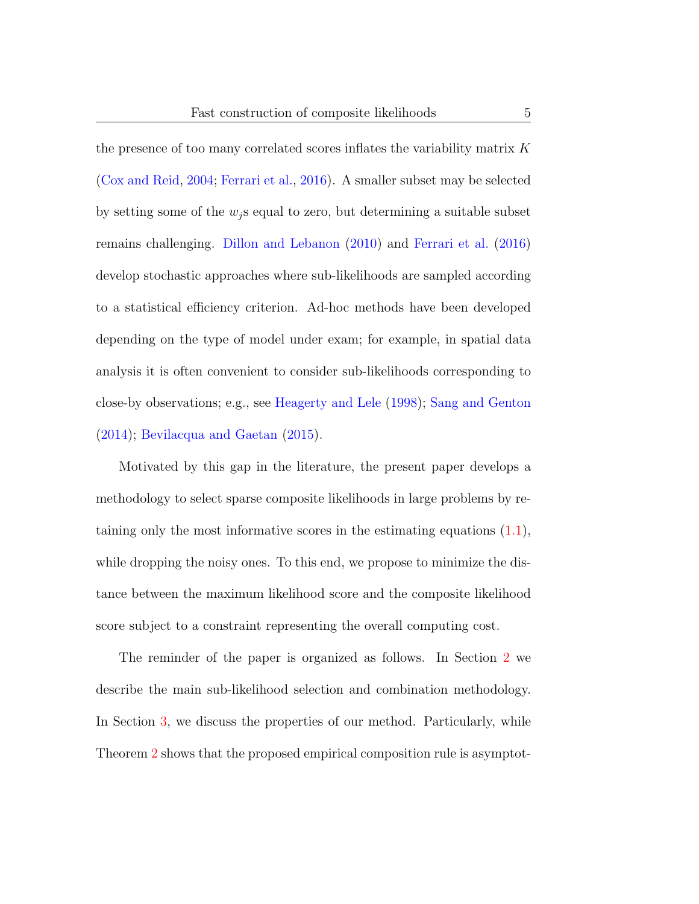the presence of too many correlated scores inflates the variability matrix $K$ (Cox and Reid, 2004; Ferrari et al., 2016). A smaller subset may be selected by setting some of the $w_j$s equal to zero, but determining a suitable subset remains challenging. Dillon and Lebanon (2010) and Ferrari et al. (2016) develop stochastic approaches where sub-likelihoods are sampled according to a statistical efficiency criterion. Ad-hoc methods have been developed depending on the type of model under exam; for example, in spatial data analysis it is often convenient to consider sub-likelihoods corresponding to close-by observations; e.g., see Heagerty and Lele (1998); Sang and Genton (2014); Bevilacqua and Gaetan (2015).

Motivated by this gap in the literature, the present paper develops a methodology to select sparse composite likelihoods in large problems by retaining only the most informative scores in the estimating equations (1.1), while dropping the noisy ones. To this end, we propose to minimize the distance between the maximum likelihood score and the composite likelihood score subject to a constraint representing the overall computing cost.

The reminder of the paper is organized as follows. In Section 2 we describe the main sub-likelihood selection and combination methodology. In Section 3, we discuss the properties of our method. Particularly, while Theorem 2 shows that the proposed empirical composition rule is asymptot-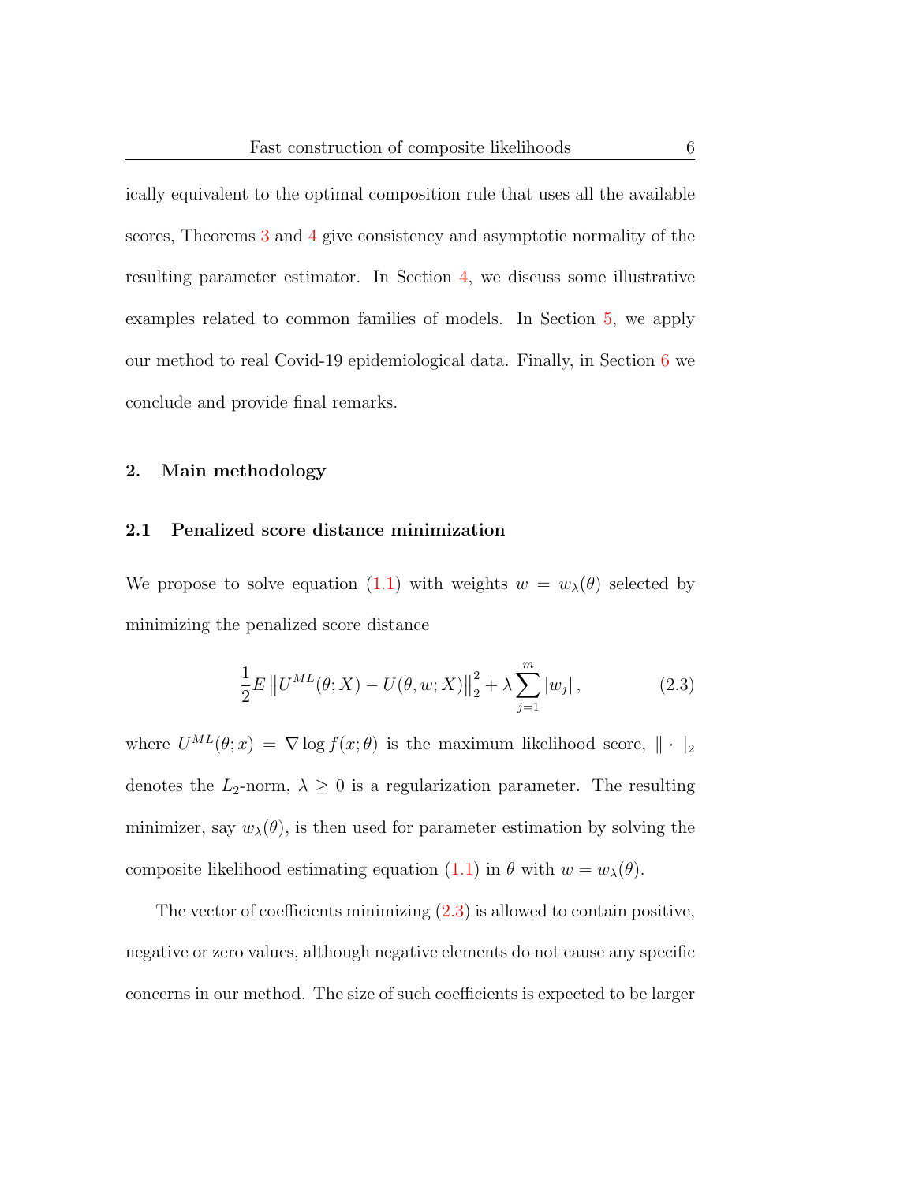ically equivalent to the optimal composition rule that uses all the available scores, Theorems 3 and 4 give consistency and asymptotic normality of the resulting parameter estimator. In Section 4, we discuss some illustrative examples related to common families of models. In Section 5, we apply our method to real Covid-19 epidemiological data. Finally, in Section 6 we conclude and provide final remarks.

## 2. Main methodology

### 2.1 Penalized score distance minimization

We propose to solve equation (1.1) with weights $w = w_\lambda(\theta)$ selected by minimizing the penalized score distance

$$\frac{1}{2} E \left\| U^{ML}(\theta; X) - U(\theta, w; X) \right\|_2^2 + \lambda \sum_{j=1}^{m} |w_j| \, , \tag{2.3}$$

where $U^{ML}(\theta; x) = \nabla \log f(x; \theta)$ is the maximum likelihood score, $\| \cdot \|_2$ denotes the $L_2$-norm, $\lambda \geq 0$ is a regularization parameter. The resulting minimizer, say $w_\lambda(\theta)$, is then used for parameter estimation by solving the composite likelihood estimating equation (1.1) in $\theta$ with $w = w_\lambda(\theta)$.

The vector of coefficients minimizing (2.3) is allowed to contain positive, negative or zero values, although negative elements do not cause any specific concerns in our method. The size of such coefficients is expected to be larger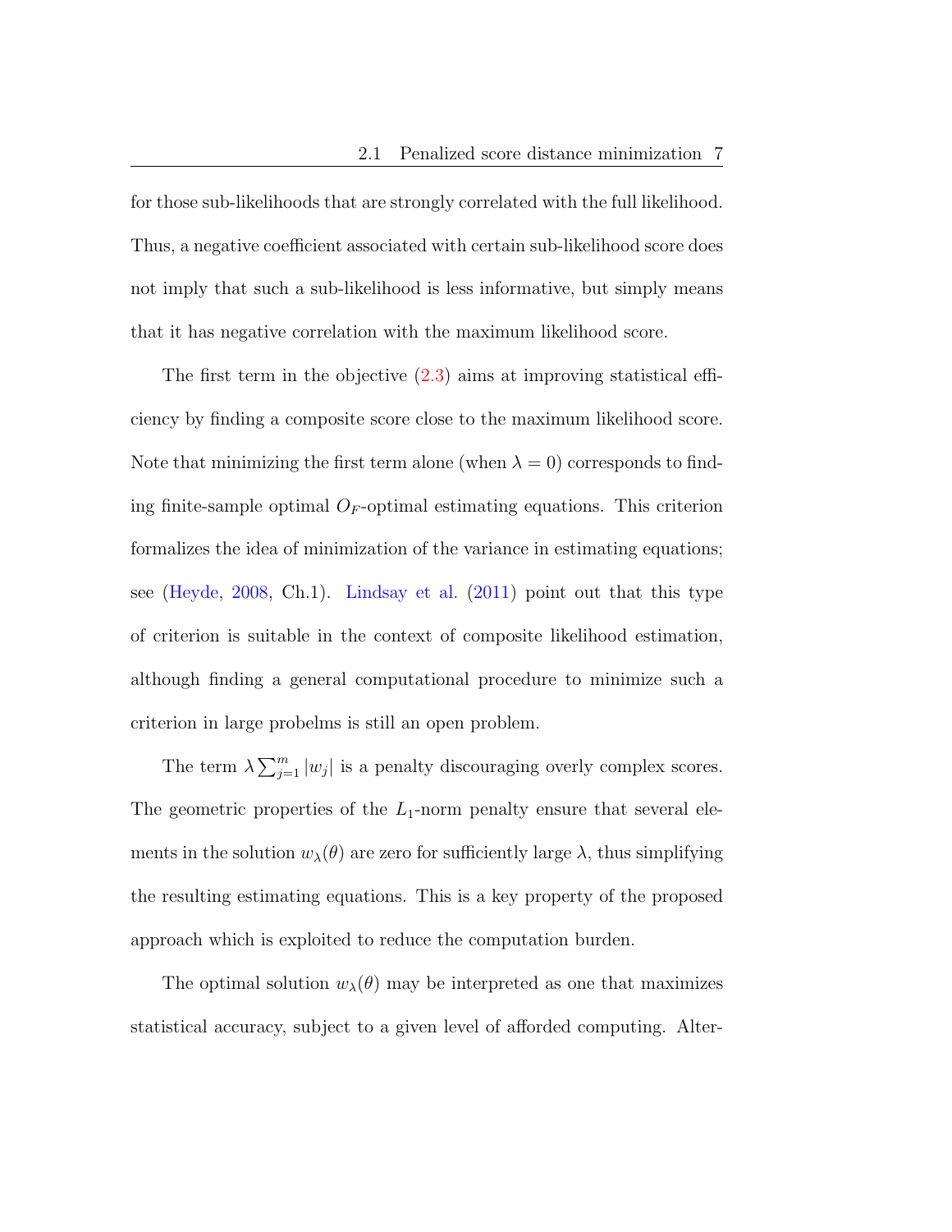for those sub-likelihoods that are strongly correlated with the full likelihood. Thus, a negative coefficient associated with certain sub-likelihood score does not imply that such a sub-likelihood is less informative, but simply means that it has negative correlation with the maximum likelihood score.

The first term in the objective (2.3) aims at improving statistical efficiency by finding a composite score close to the maximum likelihood score. Note that minimizing the first term alone (when $\lambda = 0$) corresponds to finding finite-sample optimal $O_F$-optimal estimating equations. This criterion formalizes the idea of minimization of the variance in estimating equations; see (Heyde, 2008, Ch.1). Lindsay et al. (2011) point out that this type of criterion is suitable in the context of composite likelihood estimation, although finding a general computational procedure to minimize such a criterion in large probelms is still an open problem.

The term $\lambda \sum_{j=1}^{m} |w_j|$ is a penalty discouraging overly complex scores. The geometric properties of the $L_1$-norm penalty ensure that several elements in the solution $w_\lambda(\theta)$ are zero for sufficiently large $\lambda$, thus simplifying the resulting estimating equations. This is a key property of the proposed approach which is exploited to reduce the computation burden.

The optimal solution $w_\lambda(\theta)$ may be interpreted as one that maximizes statistical accuracy, subject to a given level of afforded computing. Alter-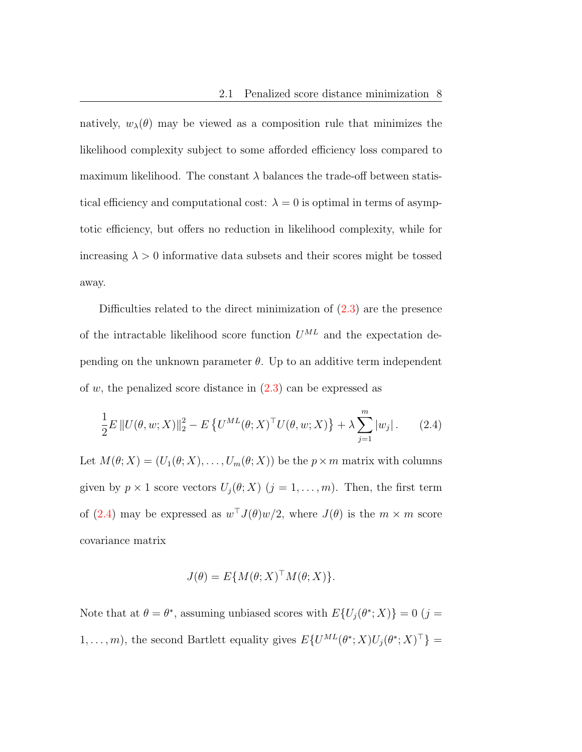natively, $w_\lambda(\theta)$ may be viewed as a composition rule that minimizes the likelihood complexity subject to some afforded efficiency loss compared to maximum likelihood. The constant $\lambda$ balances the trade-off between statistical efficiency and computational cost: $\lambda = 0$ is optimal in terms of asymptotic efficiency, but offers no reduction in likelihood complexity, while for increasing $\lambda > 0$ informative data subsets and their scores might be tossed away.

Difficulties related to the direct minimization of (2.3) are the presence of the intractable likelihood score function $U^{ML}$ and the expectation depending on the unknown parameter $\theta$. Up to an additive term independent of $w$, the penalized score distance in (2.3) can be expressed as

$$\frac{1}{2} E \left\| U(\theta, w; X) \right\|_2^2 - E\left\{ U^{ML}(\theta; X)^\top U(\theta, w; X) \right\} + \lambda \sum_{j=1}^{m} |w_j| \,. \qquad (2.4)$$

Let $M(\theta; X) = (U_1(\theta; X), \ldots, U_m(\theta; X))$ be the $p \times m$ matrix with columns given by $p \times 1$ score vectors $U_j(\theta; X)$ $(j = 1, \ldots, m)$. Then, the first term of (2.4) may be expressed as $w^\top J(\theta) w/2$, where $J(\theta)$ is the $m \times m$ score covariance matrix

$$J(\theta) = E\{M(\theta; X)^\top M(\theta; X)\}.$$

Note that at $\theta = \theta^*$, assuming unbiased scores with $E\{U_j(\theta^*; X)\} = 0$ $(j = 1, \ldots, m)$, the second Bartlett equality gives $E\{U^{ML}(\theta^*; X) U_j(\theta^*; X)^\top\} =$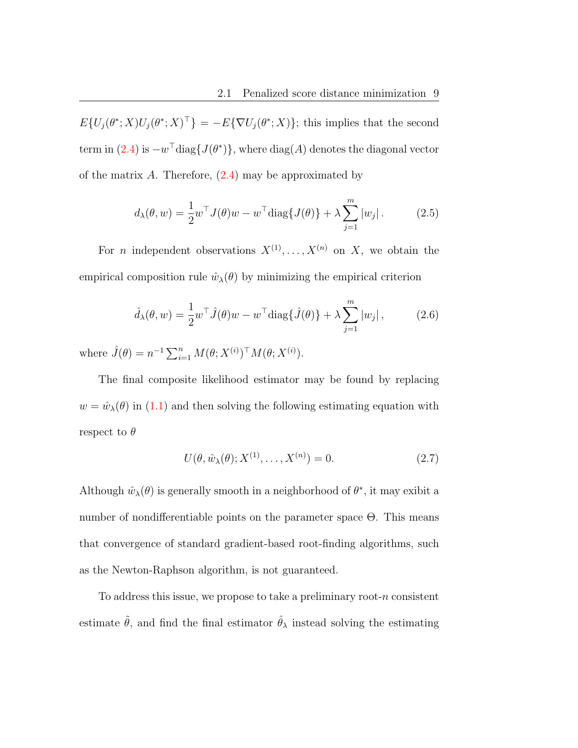$E\{U_j(\theta^*; X)U_j(\theta^*; X)^\top\} = -E\{\nabla U_j(\theta^*; X)\}$; this implies that the second term in (2.4) is $-w^\top \text{diag}\{J(\theta^*)\}$, where $\text{diag}(A)$ denotes the diagonal vector of the matrix $A$. Therefore, (2.4) may be approximated by

$$d_\lambda(\theta, w) = \frac{1}{2} w^\top J(\theta) w - w^\top \text{diag}\{J(\theta)\} + \lambda \sum_{j=1}^{m} |w_j| \,. \tag{2.5}$$

For $n$ independent observations $X^{(1)}, \ldots, X^{(n)}$ on $X$, we obtain the empirical composition rule $\hat{w}_\lambda(\theta)$ by minimizing the empirical criterion

$$\hat{d}_\lambda(\theta, w) = \frac{1}{2} w^\top \hat{J}(\theta) w - w^\top \text{diag}\{\hat{J}(\theta)\} + \lambda \sum_{j=1}^{m} |w_j| \,, \tag{2.6}$$

where $\hat{J}(\theta) = n^{-1} \sum_{i=1}^{n} M(\theta; X^{(i)})^\top M(\theta; X^{(i)})$.

The final composite likelihood estimator may be found by replacing $w = \hat{w}_\lambda(\theta)$ in (1.1) and then solving the following estimating equation with respect to $\theta$

$$U(\theta, \hat{w}_\lambda(\theta); X^{(1)}, \ldots, X^{(n)}) = 0. \tag{2.7}$$

Although $\hat{w}_\lambda(\theta)$ is generally smooth in a neighborhood of $\theta^*$, it may exibit a number of nondifferentiable points on the parameter space $\Theta$. This means that convergence of standard gradient-based root-finding algorithms, such as the Newton-Raphson algorithm, is not guaranteed.

To address this issue, we propose to take a preliminary root-$n$ consistent estimate $\tilde{\theta}$, and find the final estimator $\hat{\theta}_\lambda$ instead solving the estimating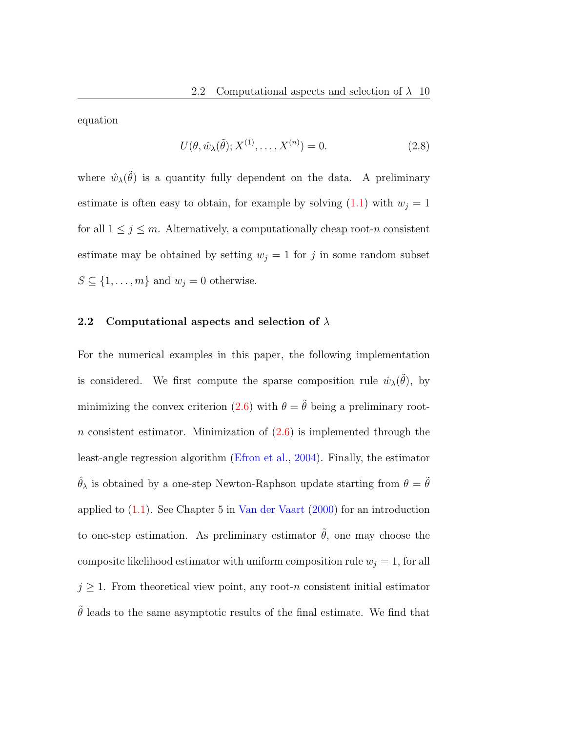equation

$$U(\theta, \hat{w}_\lambda(\tilde{\theta}); X^{(1)}, \ldots, X^{(n)}) = 0. \tag{2.8}$$

where $\hat{w}_\lambda(\tilde{\theta})$ is a quantity fully dependent on the data. A preliminary estimate is often easy to obtain, for example by solving (1.1) with $w_j = 1$ for all $1 \leq j \leq m$. Alternatively, a computationally cheap root-$n$ consistent estimate may be obtained by setting $w_j = 1$ for $j$ in some random subset $S \subseteq \{1, \ldots, m\}$ and $w_j = 0$ otherwise.

## 2.2 Computational aspects and selection of $\lambda$

For the numerical examples in this paper, the following implementation is considered. We first compute the sparse composition rule $\hat{w}_\lambda(\tilde{\theta})$, by minimizing the convex criterion (2.6) with $\theta = \tilde{\theta}$ being a preliminary root-$n$ consistent estimator. Minimization of (2.6) is implemented through the least-angle regression algorithm (Efron et al., 2004). Finally, the estimator $\hat{\theta}_\lambda$ is obtained by a one-step Newton-Raphson update starting from $\theta = \tilde{\theta}$ applied to (1.1). See Chapter 5 in Van der Vaart (2000) for an introduction to one-step estimation. As preliminary estimator $\tilde{\theta}$, one may choose the composite likelihood estimator with uniform composition rule $w_j = 1$, for all $j \geq 1$. From theoretical view point, any root-$n$ consistent initial estimator $\tilde{\theta}$ leads to the same asymptotic results of the final estimate. We find that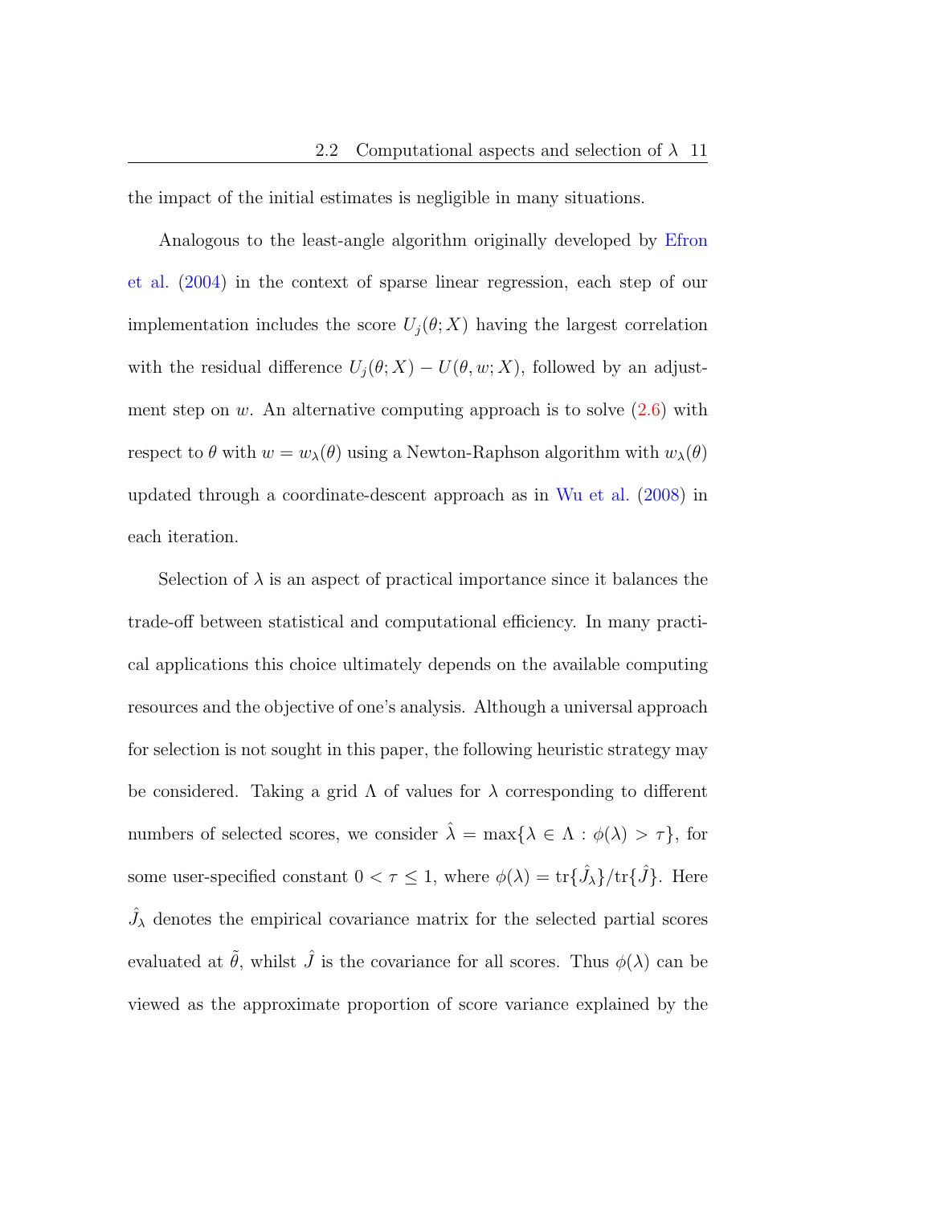the impact of the initial estimates is negligible in many situations.

Analogous to the least-angle algorithm originally developed by Efron et al. (2004) in the context of sparse linear regression, each step of our implementation includes the score $U_j(\theta; X)$ having the largest correlation with the residual difference $U_j(\theta; X) - U(\theta, w; X)$, followed by an adjustment step on $w$. An alternative computing approach is to solve (2.6) with respect to $\theta$ with $w = w_\lambda(\theta)$ using a Newton-Raphson algorithm with $w_\lambda(\theta)$ updated through a coordinate-descent approach as in Wu et al. (2008) in each iteration.

Selection of $\lambda$ is an aspect of practical importance since it balances the trade-off between statistical and computational efficiency. In many practical applications this choice ultimately depends on the available computing resources and the objective of one's analysis. Although a universal approach for selection is not sought in this paper, the following heuristic strategy may be considered. Taking a grid $\Lambda$ of values for $\lambda$ corresponding to different numbers of selected scores, we consider $\hat{\lambda} = \max\{\lambda \in \Lambda : \phi(\lambda) > \tau\}$, for some user-specified constant $0 < \tau \leq 1$, where $\phi(\lambda) = \text{tr}\{\hat{J}_\lambda\}/\text{tr}\{\hat{J}\}$. Here $\hat{J}_\lambda$ denotes the empirical covariance matrix for the selected partial scores evaluated at $\tilde{\theta}$, whilst $\hat{J}$ is the covariance for all scores. Thus $\phi(\lambda)$ can be viewed as the approximate proportion of score variance explained by the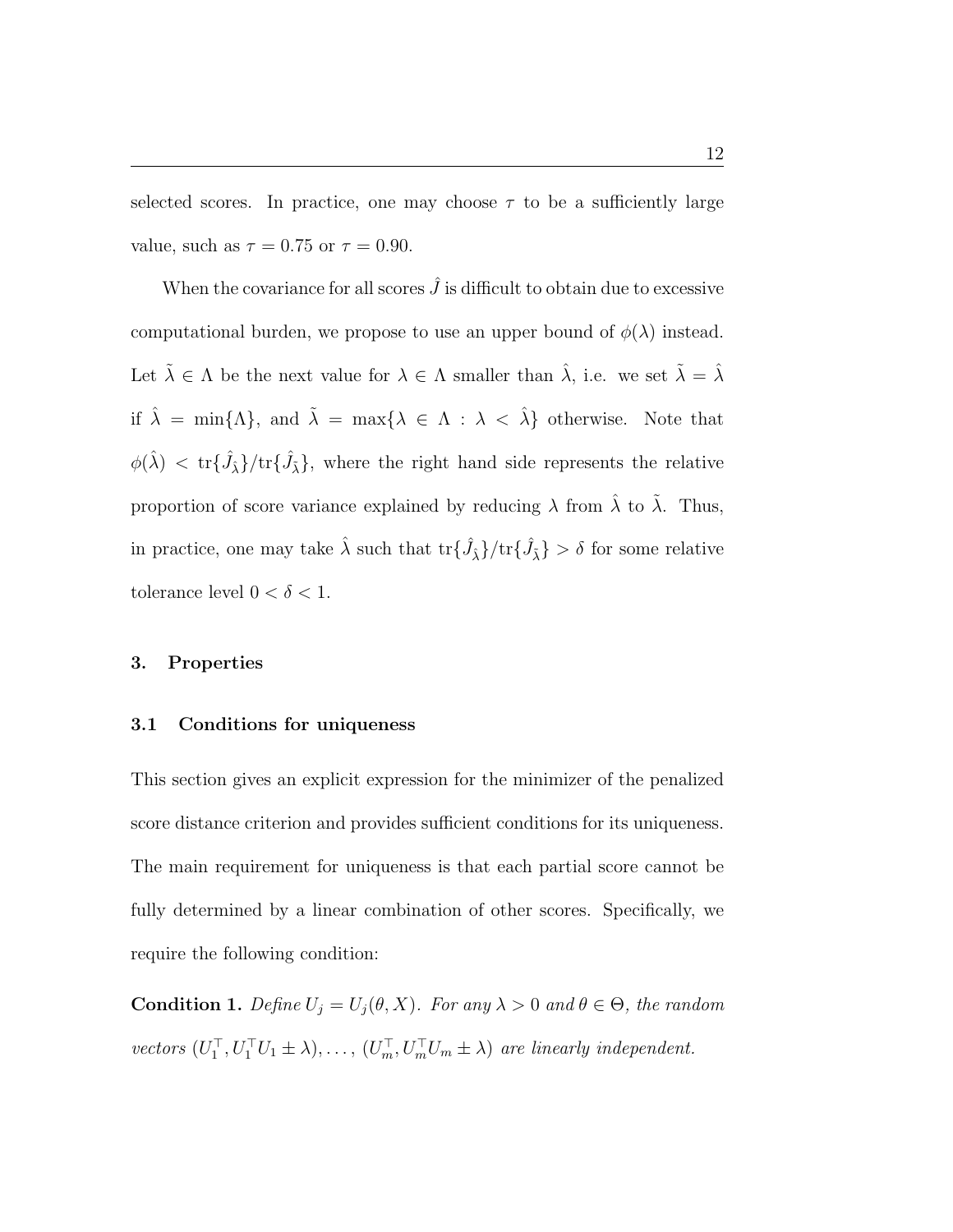selected scores. In practice, one may choose $\tau$ to be a sufficiently large value, such as $\tau = 0.75$ or $\tau = 0.90$.

When the covariance for all scores $\hat{J}$ is difficult to obtain due to excessive computational burden, we propose to use an upper bound of $\phi(\lambda)$ instead. Let $\tilde{\lambda} \in \Lambda$ be the next value for $\lambda \in \Lambda$ smaller than $\hat{\lambda}$, i.e. we set $\tilde{\lambda} = \hat{\lambda}$ if $\hat{\lambda} = \min\{\Lambda\}$, and $\tilde{\lambda} = \max\{\lambda \in \Lambda : \lambda < \hat{\lambda}\}$ otherwise. Note that $\phi(\hat{\lambda}) < \mathrm{tr}\{\hat{J}_{\hat{\lambda}}\}/\mathrm{tr}\{\hat{J}_{\tilde{\lambda}}\}$, where the right hand side represents the relative proportion of score variance explained by reducing $\lambda$ from $\hat{\lambda}$ to $\tilde{\lambda}$. Thus, in practice, one may take $\hat{\lambda}$ such that $\mathrm{tr}\{\hat{J}_{\hat{\lambda}}\}/\mathrm{tr}\{\hat{J}_{\tilde{\lambda}}\} > \delta$ for some relative tolerance level $0 < \delta < 1$.

## 3. Properties

### 3.1 Conditions for uniqueness

This section gives an explicit expression for the minimizer of the penalized score distance criterion and provides sufficient conditions for its uniqueness. The main requirement for uniqueness is that each partial score cannot be fully determined by a linear combination of other scores. Specifically, we require the following condition:

**Condition 1.** *Define $U_j = U_j(\theta, X)$. For any $\lambda > 0$ and $\theta \in \Theta$, the random vectors $(U_1^\top, U_1^\top U_1 \pm \lambda), \ldots, (U_m^\top, U_m^\top U_m \pm \lambda)$ are linearly independent.*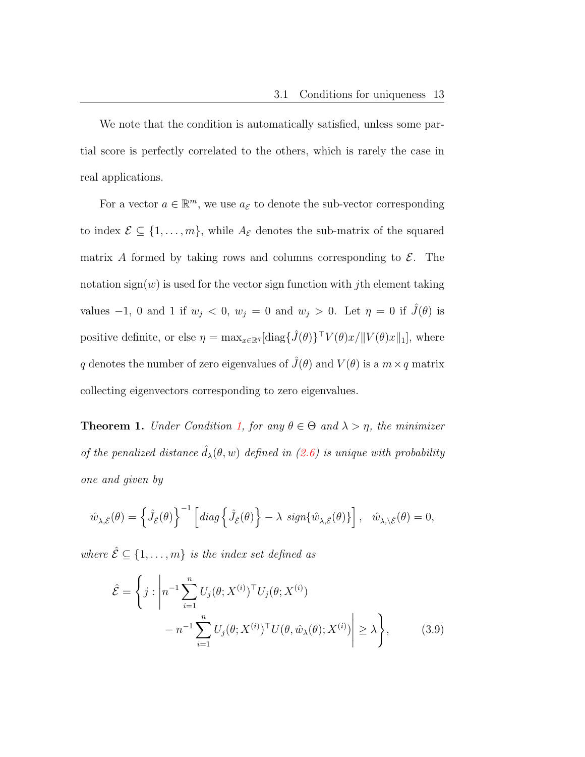We note that the condition is automatically satisfied, unless some partial score is perfectly correlated to the others, which is rarely the case in real applications.

For a vector $a \in \mathbb{R}^m$, we use $a_{\mathcal{E}}$ to denote the sub-vector corresponding to index $\mathcal{E} \subseteq \{1, \ldots, m\}$, while $A_{\mathcal{E}}$ denotes the sub-matrix of the squared matrix $A$ formed by taking rows and columns corresponding to $\mathcal{E}$. The notation $\text{sign}(w)$ is used for the vector sign function with $j$th element taking values $-1$, $0$ and $1$ if $w_j < 0$, $w_j = 0$ and $w_j > 0$. Let $\eta = 0$ if $\hat{J}(\theta)$ is positive definite, or else $\eta = \max_{x \in \mathbb{R}^q}[\text{diag}\{\hat{J}(\theta)\}^\top V(\theta)x / \|V(\theta)x\|_1]$, where $q$ denotes the number of zero eigenvalues of $\hat{J}(\theta)$ and $V(\theta)$ is a $m \times q$ matrix collecting eigenvectors corresponding to zero eigenvalues.

**Theorem 1.** *Under Condition 1, for any $\theta \in \Theta$ and $\lambda > \eta$, the minimizer of the penalized distance $\hat{d}_\lambda(\theta, w)$ defined in (2.6) is unique with probability one and given by*

$$\hat{w}_{\lambda,\hat{\mathcal{E}}}(\theta) = \left\{ \hat{J}_{\hat{\mathcal{E}}}(\theta) \right\}^{-1} \left[ diag \left\{ \hat{J}_{\hat{\mathcal{E}}}(\theta) \right\} - \lambda \; sign\{\hat{w}_{\lambda,\hat{\mathcal{E}}}(\theta)\} \right], \quad \hat{w}_{\lambda,\backslash\hat{\mathcal{E}}}(\theta) = 0,$$

*where $\hat{\mathcal{E}} \subseteq \{1, \ldots, m\}$ is the index set defined as*

$$\hat{\mathcal{E}} = \left\{ j : \left| n^{-1} \sum_{i=1}^n U_j(\theta; X^{(i)})^\top U_j(\theta; X^{(i)}) - n^{-1} \sum_{i=1}^n U_j(\theta; X^{(i)})^\top U(\theta, \hat{w}_\lambda(\theta); X^{(i)}) \right| \geq \lambda \right\}, \tag{3.9}$$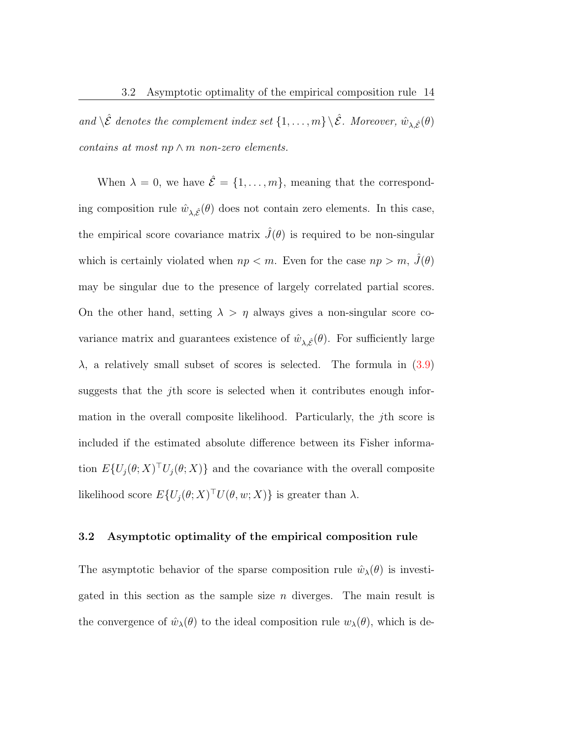*and* $\backslash\hat{\mathcal{E}}$ *denotes the complement index set* $\{1,\ldots,m\}\backslash\hat{\mathcal{E}}$. *Moreover,* $\hat{w}_{\lambda,\hat{\mathcal{E}}}(\theta)$ *contains at most* $np \wedge m$ *non-zero elements.*

When $\lambda = 0$, we have $\hat{\mathcal{E}} = \{1,\ldots,m\}$, meaning that the corresponding composition rule $\hat{w}_{\lambda,\hat{\mathcal{E}}}(\theta)$ does not contain zero elements. In this case, the empirical score covariance matrix $\hat{J}(\theta)$ is required to be non-singular which is certainly violated when $np < m$. Even for the case $np > m$, $\hat{J}(\theta)$ may be singular due to the presence of largely correlated partial scores. On the other hand, setting $\lambda > \eta$ always gives a non-singular score covariance matrix and guarantees existence of $\hat{w}_{\lambda,\hat{\mathcal{E}}}(\theta)$. For sufficiently large $\lambda$, a relatively small subset of scores is selected. The formula in (3.9) suggests that the $j$th score is selected when it contributes enough information in the overall composite likelihood. Particularly, the $j$th score is included if the estimated absolute difference between its Fisher information $E\{U_j(\theta;X)^\top U_j(\theta;X)\}$ and the covariance with the overall composite likelihood score $E\{U_j(\theta;X)^\top U(\theta,w;X)\}$ is greater than $\lambda$.

### 3.2 Asymptotic optimality of the empirical composition rule

The asymptotic behavior of the sparse composition rule $\hat{w}_\lambda(\theta)$ is investigated in this section as the sample size $n$ diverges. The main result is the convergence of $\hat{w}_\lambda(\theta)$ to the ideal composition rule $w_\lambda(\theta)$, which is de-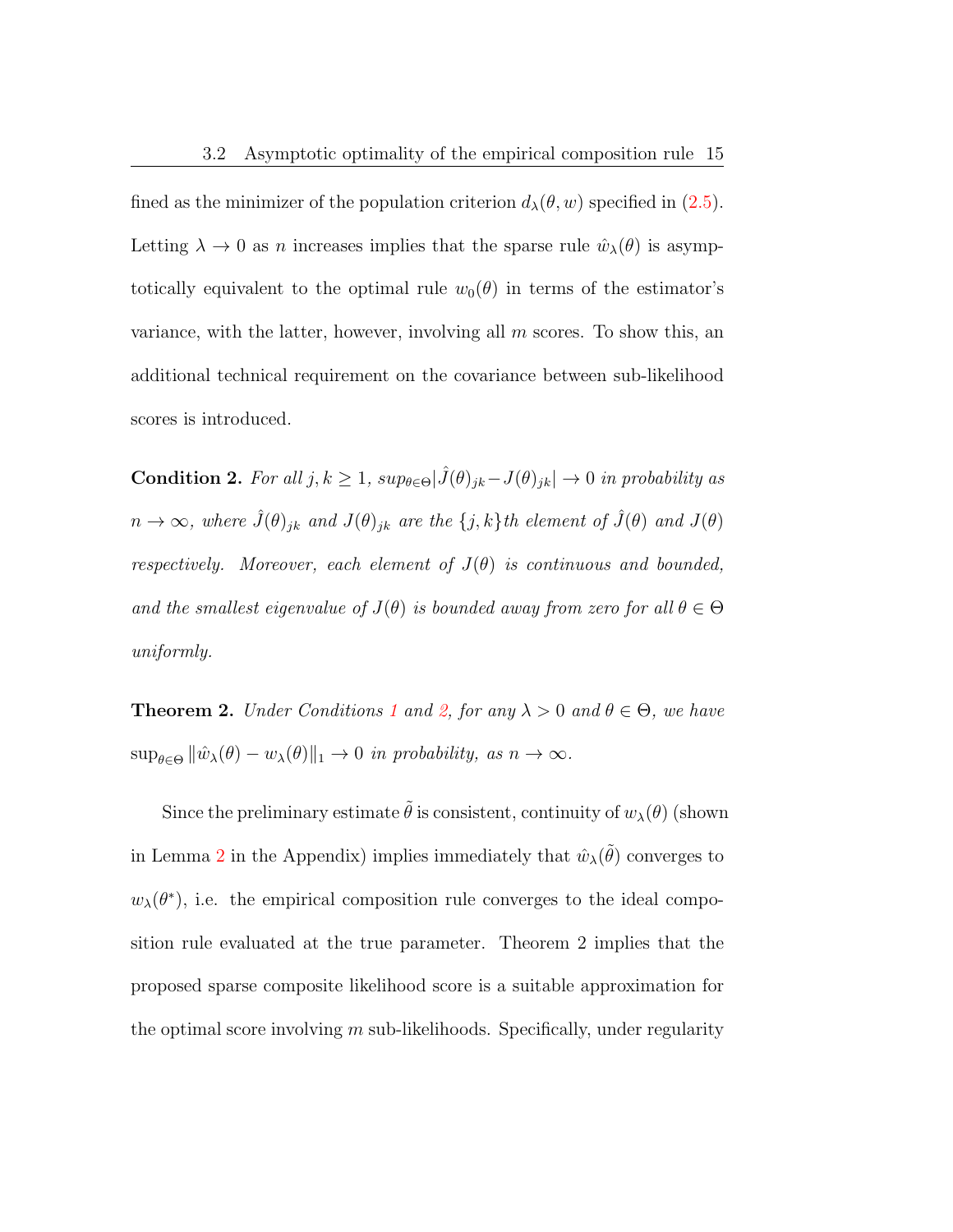fined as the minimizer of the population criterion $d_\lambda(\theta, w)$ specified in (2.5). Letting $\lambda \to 0$ as $n$ increases implies that the sparse rule $\hat{w}_\lambda(\theta)$ is asymptotically equivalent to the optimal rule $w_0(\theta)$ in terms of the estimator's variance, with the latter, however, involving all $m$ scores. To show this, an additional technical requirement on the covariance between sub-likelihood scores is introduced.

**Condition 2.** *For all $j, k \geq 1$, $sup_{\theta \in \Theta} |\hat{J}(\theta)_{jk} - J(\theta)_{jk}| \to 0$ in probability as $n \to \infty$, where $\hat{J}(\theta)_{jk}$ and $J(\theta)_{jk}$ are the $\{j,k\}$th element of $\hat{J}(\theta)$ and $J(\theta)$ respectively. Moreover, each element of $J(\theta)$ is continuous and bounded, and the smallest eigenvalue of $J(\theta)$ is bounded away from zero for all $\theta \in \Theta$ uniformly.*

**Theorem 2.** *Under Conditions 1 and 2, for any $\lambda > 0$ and $\theta \in \Theta$, we have $\sup_{\theta \in \Theta} \|\hat{w}_\lambda(\theta) - w_\lambda(\theta)\|_1 \to 0$ in probability, as $n \to \infty$.*

Since the preliminary estimate $\tilde{\theta}$ is consistent, continuity of $w_\lambda(\theta)$ (shown in Lemma 2 in the Appendix) implies immediately that $\hat{w}_\lambda(\tilde{\theta})$ converges to $w_\lambda(\theta^*)$, i.e. the empirical composition rule converges to the ideal composition rule evaluated at the true parameter. Theorem 2 implies that the proposed sparse composite likelihood score is a suitable approximation for the optimal score involving $m$ sub-likelihoods. Specifically, under regularity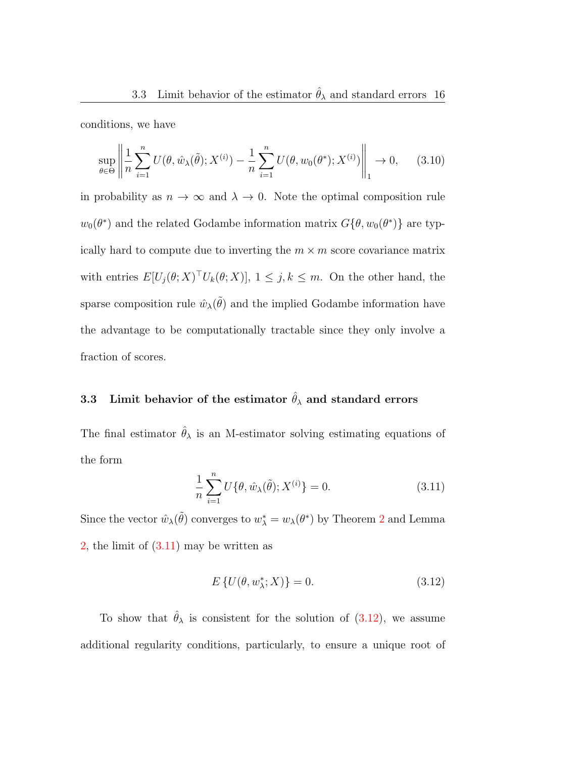conditions, we have

$$\sup_{\theta \in \Theta} \left\| \frac{1}{n} \sum_{i=1}^{n} U(\theta, \hat{w}_\lambda(\tilde{\theta}); X^{(i)}) - \frac{1}{n} \sum_{i=1}^{n} U(\theta, w_0(\theta^*); X^{(i)}) \right\|_1 \to 0, \qquad (3.10)$$

in probability as $n \to \infty$ and $\lambda \to 0$. Note the optimal composition rule $w_0(\theta^*)$ and the related Godambe information matrix $G\{\theta, w_0(\theta^*)\}$ are typically hard to compute due to inverting the $m \times m$ score covariance matrix with entries $E[U_j(\theta; X)^\top U_k(\theta; X)]$, $1 \leq j, k \leq m$. On the other hand, the sparse composition rule $\hat{w}_\lambda(\tilde{\theta})$ and the implied Godambe information have the advantage to be computationally tractable since they only involve a fraction of scores.

### 3.3 Limit behavior of the estimator $\hat{\theta}_\lambda$ and standard errors

The final estimator $\hat{\theta}_\lambda$ is an M-estimator solving estimating equations of the form

$$\frac{1}{n} \sum_{i=1}^{n} U\{\theta, \hat{w}_\lambda(\tilde{\theta}); X^{(i)}\} = 0. \qquad (3.11)$$

Since the vector $\hat{w}_\lambda(\tilde{\theta})$ converges to $w^*_\lambda = w_\lambda(\theta^*)$ by Theorem 2 and Lemma 2, the limit of (3.11) may be written as

$$E\{U(\theta, w^*_\lambda; X)\} = 0. \qquad (3.12)$$

To show that $\hat{\theta}_\lambda$ is consistent for the solution of (3.12), we assume additional regularity conditions, particularly, to ensure a unique root of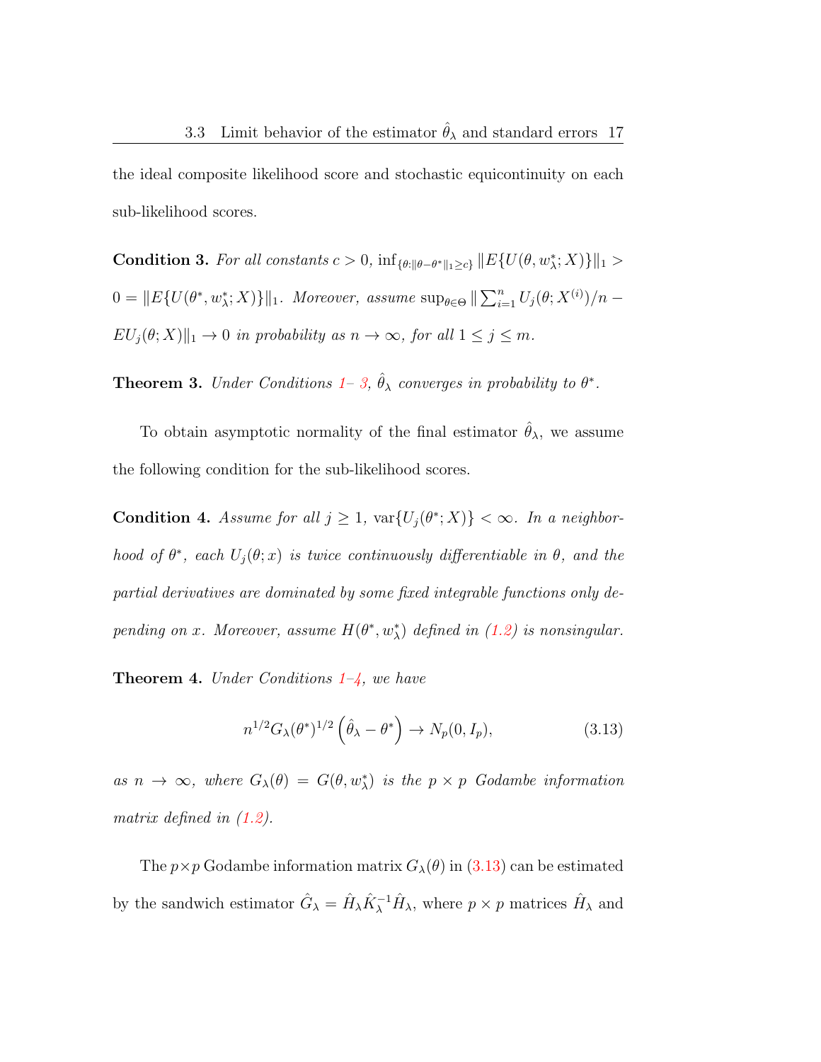the ideal composite likelihood score and stochastic equicontinuity on each sub-likelihood scores.

**Condition 3.** *For all constants $c > 0$, $\inf_{\{\theta:\|\theta-\theta^*\|_1\geq c\}} \|E\{U(\theta, w_\lambda^*; X)\}\|_1 > 0 = \|E\{U(\theta^*, w_\lambda^*; X)\}\|_1$. Moreover, assume $\sup_{\theta\in\Theta} \|\sum_{i=1}^n U_j(\theta; X^{(i)})/n - EU_j(\theta; X)\|_1 \to 0$ in probability as $n \to \infty$, for all $1 \leq j \leq m$.*

**Theorem 3.** *Under Conditions 1– 3, $\hat{\theta}_\lambda$ converges in probability to $\theta^*$.*

To obtain asymptotic normality of the final estimator $\hat{\theta}_\lambda$, we assume the following condition for the sub-likelihood scores.

**Condition 4.** *Assume for all $j \geq 1$, $\text{var}\{U_j(\theta^*; X)\} < \infty$. In a neighborhood of $\theta^*$, each $U_j(\theta; x)$ is twice continuously differentiable in $\theta$, and the partial derivatives are dominated by some fixed integrable functions only depending on $x$. Moreover, assume $H(\theta^*, w_\lambda^*)$ defined in (1.2) is nonsingular.*

**Theorem 4.** *Under Conditions 1–4, we have*

$$n^{1/2} G_\lambda(\theta^*)^{1/2} \left(\hat{\theta}_\lambda - \theta^*\right) \to N_p(0, I_p), \tag{3.13}$$

*as $n \to \infty$, where $G_\lambda(\theta) = G(\theta, w_\lambda^*)$ is the $p \times p$ Godambe information matrix defined in (1.2).*

The $p \times p$ Godambe information matrix $G_\lambda(\theta)$ in (3.13) can be estimated by the sandwich estimator $\hat{G}_\lambda = \hat{H}_\lambda \hat{K}_\lambda^{-1} \hat{H}_\lambda$, where $p \times p$ matrices $\hat{H}_\lambda$ and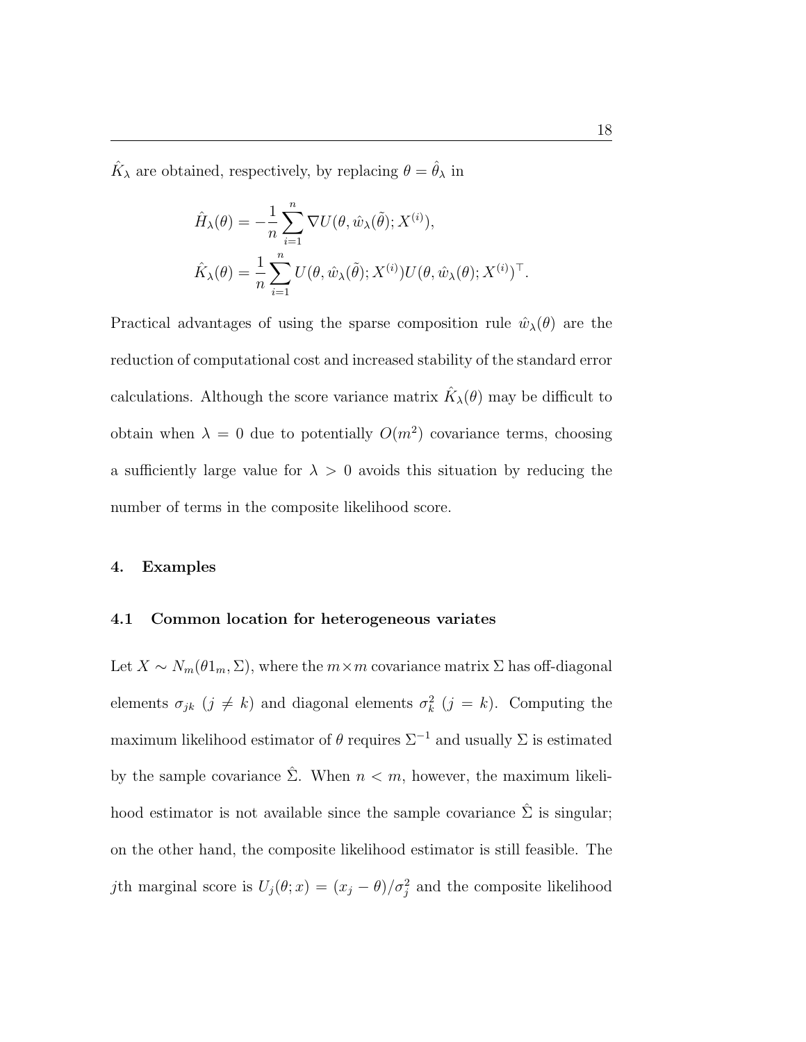$\hat{K}_\lambda$ are obtained, respectively, by replacing $\theta = \hat{\theta}_\lambda$ in

$$
\begin{aligned}
\hat{H}_\lambda(\theta) &= -\frac{1}{n}\sum_{i=1}^{n} \nabla U(\theta, \hat{w}_\lambda(\tilde{\theta}); X^{(i)}), \\
\hat{K}_\lambda(\theta) &= \frac{1}{n}\sum_{i=1}^{n} U(\theta, \hat{w}_\lambda(\tilde{\theta}); X^{(i)}) U(\theta, \hat{w}_\lambda(\theta); X^{(i)})^\top.
\end{aligned}
$$

Practical advantages of using the sparse composition rule $\hat{w}_\lambda(\theta)$ are the reduction of computational cost and increased stability of the standard error calculations. Although the score variance matrix $\hat{K}_\lambda(\theta)$ may be difficult to obtain when $\lambda = 0$ due to potentially $O(m^2)$ covariance terms, choosing a sufficiently large value for $\lambda > 0$ avoids this situation by reducing the number of terms in the composite likelihood score.

## 4. Examples

### 4.1 Common location for heterogeneous variates

Let $X \sim N_m(\theta 1_m, \Sigma)$, where the $m \times m$ covariance matrix $\Sigma$ has off-diagonal elements $\sigma_{jk}$ $(j \neq k)$ and diagonal elements $\sigma_k^2$ $(j = k)$. Computing the maximum likelihood estimator of $\theta$ requires $\Sigma^{-1}$ and usually $\Sigma$ is estimated by the sample covariance $\hat{\Sigma}$. When $n < m$, however, the maximum likelihood estimator is not available since the sample covariance $\hat{\Sigma}$ is singular; on the other hand, the composite likelihood estimator is still feasible. The $j$th marginal score is $U_j(\theta; x) = (x_j - \theta)/\sigma_j^2$ and the composite likelihood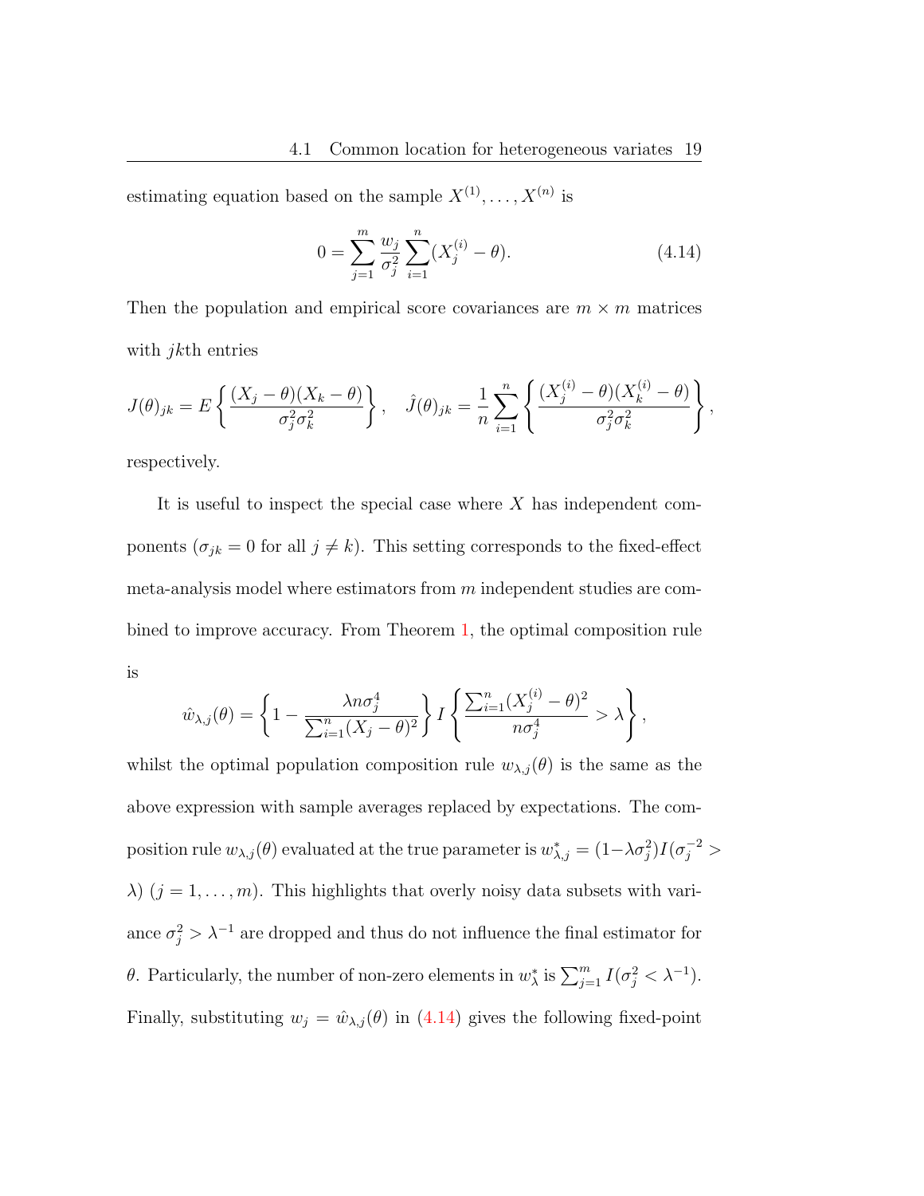estimating equation based on the sample $X^{(1)}, \ldots, X^{(n)}$ is

$$0 = \sum_{j=1}^{m} \frac{w_j}{\sigma_j^2} \sum_{i=1}^{n} (X_j^{(i)} - \theta). \tag{4.14}$$

Then the population and empirical score covariances are $m \times m$ matrices with $jk$th entries

$$J(\theta)_{jk} = E\left\{ \frac{(X_j - \theta)(X_k - \theta)}{\sigma_j^2 \sigma_k^2} \right\}, \quad \hat{J}(\theta)_{jk} = \frac{1}{n} \sum_{i=1}^{n} \left\{ \frac{(X_j^{(i)} - \theta)(X_k^{(i)} - \theta)}{\sigma_j^2 \sigma_k^2} \right\},$$

respectively.

It is useful to inspect the special case where $X$ has independent components ($\sigma_{jk} = 0$ for all $j \neq k$). This setting corresponds to the fixed-effect meta-analysis model where estimators from $m$ independent studies are combined to improve accuracy. From Theorem 1, the optimal composition rule is

$$\hat{w}_{\lambda,j}(\theta) = \left\{ 1 - \frac{\lambda n \sigma_j^4}{\sum_{i=1}^{n} (X_j - \theta)^2} \right\} I\left\{ \frac{\sum_{i=1}^{n} (X_j^{(i)} - \theta)^2}{n \sigma_j^4} > \lambda \right\},$$

whilst the optimal population composition rule $w_{\lambda,j}(\theta)$ is the same as the above expression with sample averages replaced by expectations. The composition rule $w_{\lambda,j}(\theta)$ evaluated at the true parameter is $w_{\lambda,j}^* = (1 - \lambda \sigma_j^2) I(\sigma_j^{-2} > \lambda)$ ($j = 1, \ldots, m$). This highlights that overly noisy data subsets with variance $\sigma_j^2 > \lambda^{-1}$ are dropped and thus do not influence the final estimator for $\theta$. Particularly, the number of non-zero elements in $w_\lambda^*$ is $\sum_{j=1}^{m} I(\sigma_j^2 < \lambda^{-1})$. Finally, substituting $w_j = \hat{w}_{\lambda,j}(\theta)$ in (4.14) gives the following fixed-point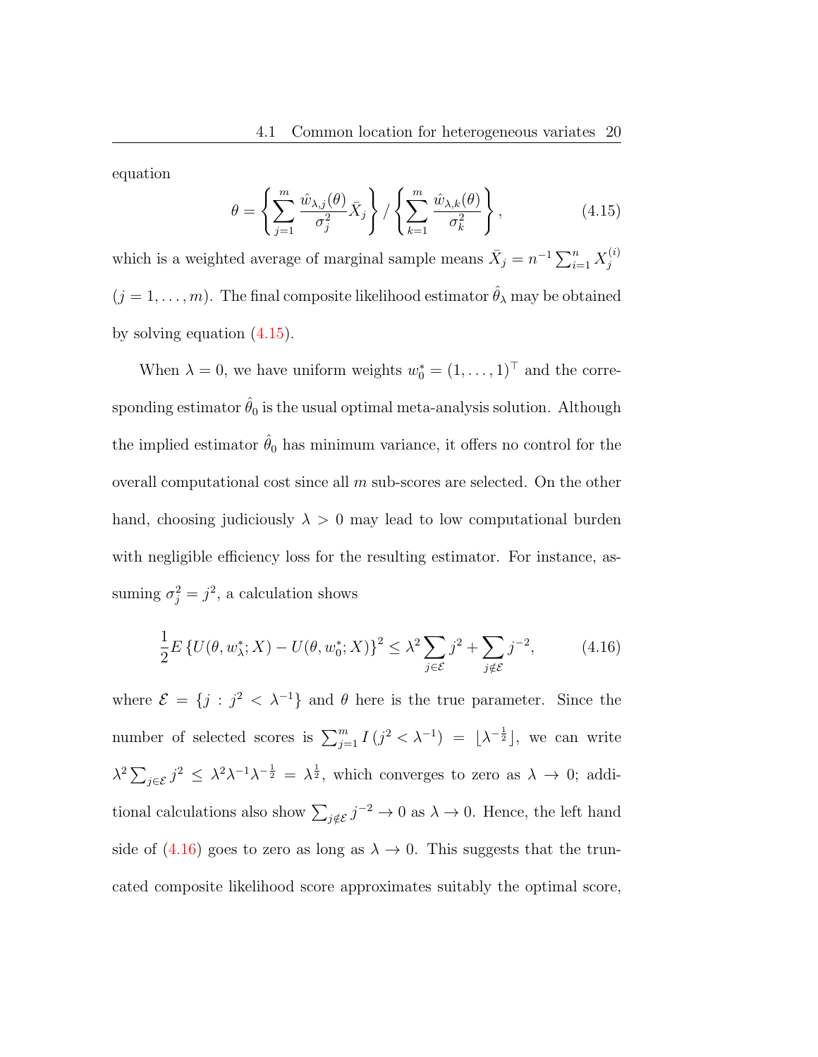equation

$$
\theta = \left\{ \sum_{j=1}^{m} \frac{\hat{w}_{\lambda,j}(\theta)}{\sigma_j^2} \bar{X}_j \right\} / \left\{ \sum_{k=1}^{m} \frac{\hat{w}_{\lambda,k}(\theta)}{\sigma_k^2} \right\}, \tag{4.15}
$$

which is a weighted average of marginal sample means $\bar{X}_j = n^{-1} \sum_{i=1}^{n} X_j^{(i)}$ $(j = 1, \ldots, m)$. The final composite likelihood estimator $\hat{\theta}_\lambda$ may be obtained by solving equation (4.15).

When $\lambda = 0$, we have uniform weights $w_0^* = (1, \ldots, 1)^\top$ and the corresponding estimator $\hat{\theta}_0$ is the usual optimal meta-analysis solution. Although the implied estimator $\hat{\theta}_0$ has minimum variance, it offers no control for the overall computational cost since all $m$ sub-scores are selected. On the other hand, choosing judiciously $\lambda > 0$ may lead to low computational burden with negligible efficiency loss for the resulting estimator. For instance, assuming $\sigma_j^2 = j^2$, a calculation shows

$$
\frac{1}{2} E \left\{ U(\theta, w_\lambda^*; X) - U(\theta, w_0^*; X) \right\}^2 \leq \lambda^2 \sum_{j \in \mathcal{E}} j^2 + \sum_{j \notin \mathcal{E}} j^{-2}, \tag{4.16}
$$

where $\mathcal{E} = \{j : j^2 < \lambda^{-1}\}$ and $\theta$ here is the true parameter. Since the number of selected scores is $\sum_{j=1}^{m} I\left(j^2 < \lambda^{-1}\right) = \lfloor \lambda^{-\frac{1}{2}} \rfloor$, we can write $\lambda^2 \sum_{j \in \mathcal{E}} j^2 \leq \lambda^2 \lambda^{-1} \lambda^{-\frac{1}{2}} = \lambda^{\frac{1}{2}}$, which converges to zero as $\lambda \to 0$; additional calculations also show $\sum_{j \notin \mathcal{E}} j^{-2} \to 0$ as $\lambda \to 0$. Hence, the left hand side of (4.16) goes to zero as long as $\lambda \to 0$. This suggests that the truncated composite likelihood score approximates suitably the optimal score,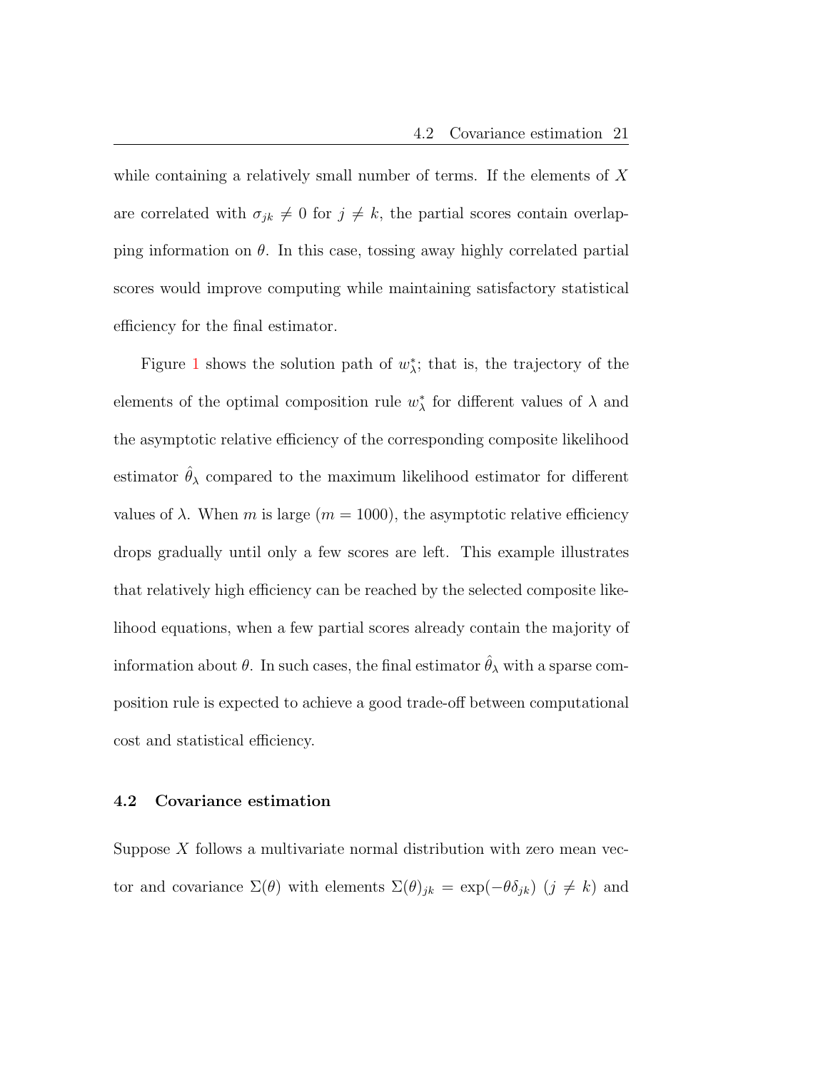while containing a relatively small number of terms. If the elements of $X$ are correlated with $\sigma_{jk} \neq 0$ for $j \neq k$, the partial scores contain overlapping information on $\theta$. In this case, tossing away highly correlated partial scores would improve computing while maintaining satisfactory statistical efficiency for the final estimator.

Figure 1 shows the solution path of $w^*_\lambda$; that is, the trajectory of the elements of the optimal composition rule $w^*_\lambda$ for different values of $\lambda$ and the asymptotic relative efficiency of the corresponding composite likelihood estimator $\hat{\theta}_\lambda$ compared to the maximum likelihood estimator for different values of $\lambda$. When $m$ is large ($m = 1000$), the asymptotic relative efficiency drops gradually until only a few scores are left. This example illustrates that relatively high efficiency can be reached by the selected composite likelihood equations, when a few partial scores already contain the majority of information about $\theta$. In such cases, the final estimator $\hat{\theta}_\lambda$ with a sparse composition rule is expected to achieve a good trade-off between computational cost and statistical efficiency.

### 4.2 Covariance estimation

Suppose $X$ follows a multivariate normal distribution with zero mean vector and covariance $\Sigma(\theta)$ with elements $\Sigma(\theta)_{jk} = \exp(-\theta\delta_{jk})$ ($j \neq k$) and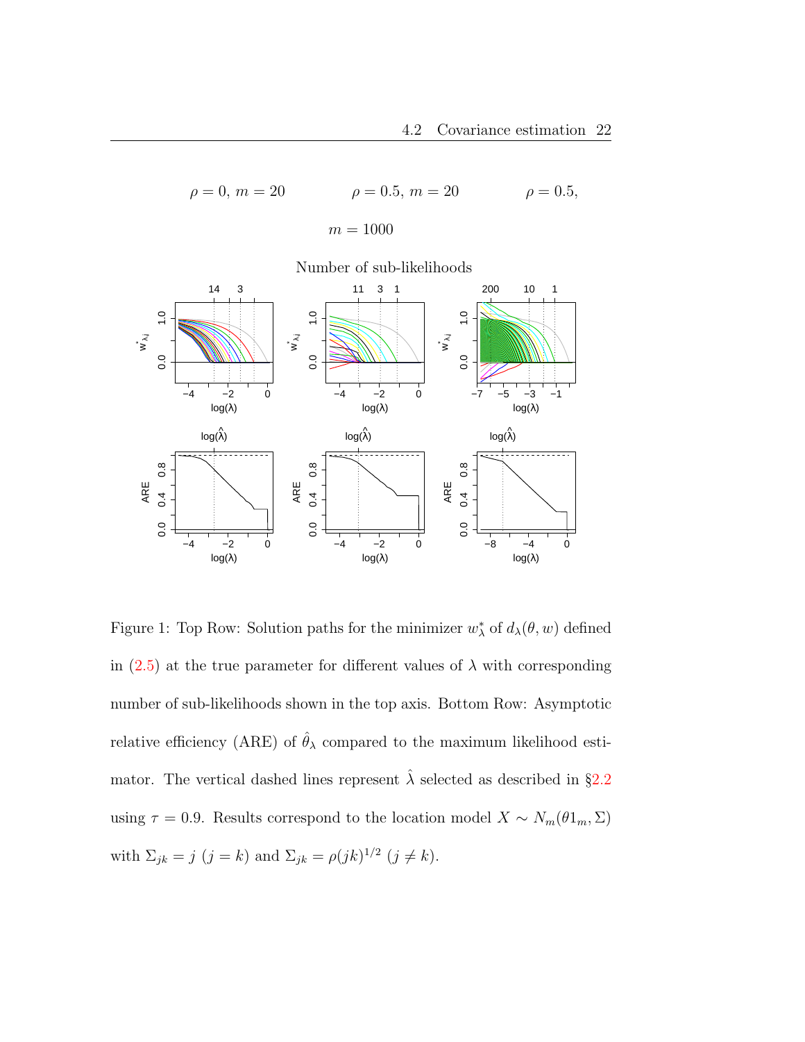$\rho = 0,\ m = 20$ $\qquad$ $\rho = 0.5,\ m = 20$ $\qquad$ $\rho = 0.5,$

$m = 1000$

Number of sub-likelihoods

Figure 1: Top Row: Solution paths for the minimizer $w^*_\lambda$ of $d_\lambda(\theta, w)$ defined in (2.5) at the true parameter for different values of $\lambda$ with corresponding number of sub-likelihoods shown in the top axis. Bottom Row: Asymptotic relative efficiency (ARE) of $\hat{\theta}_\lambda$ compared to the maximum likelihood estimator. The vertical dashed lines represent $\hat{\lambda}$ selected as described in §2.2 using $\tau = 0.9$. Results correspond to the location model $X \sim N_m(\theta 1_m, \Sigma)$ with $\Sigma_{jk} = j$ $(j = k)$ and $\Sigma_{jk} = \rho(jk)^{1/2}$ $(j \neq k)$.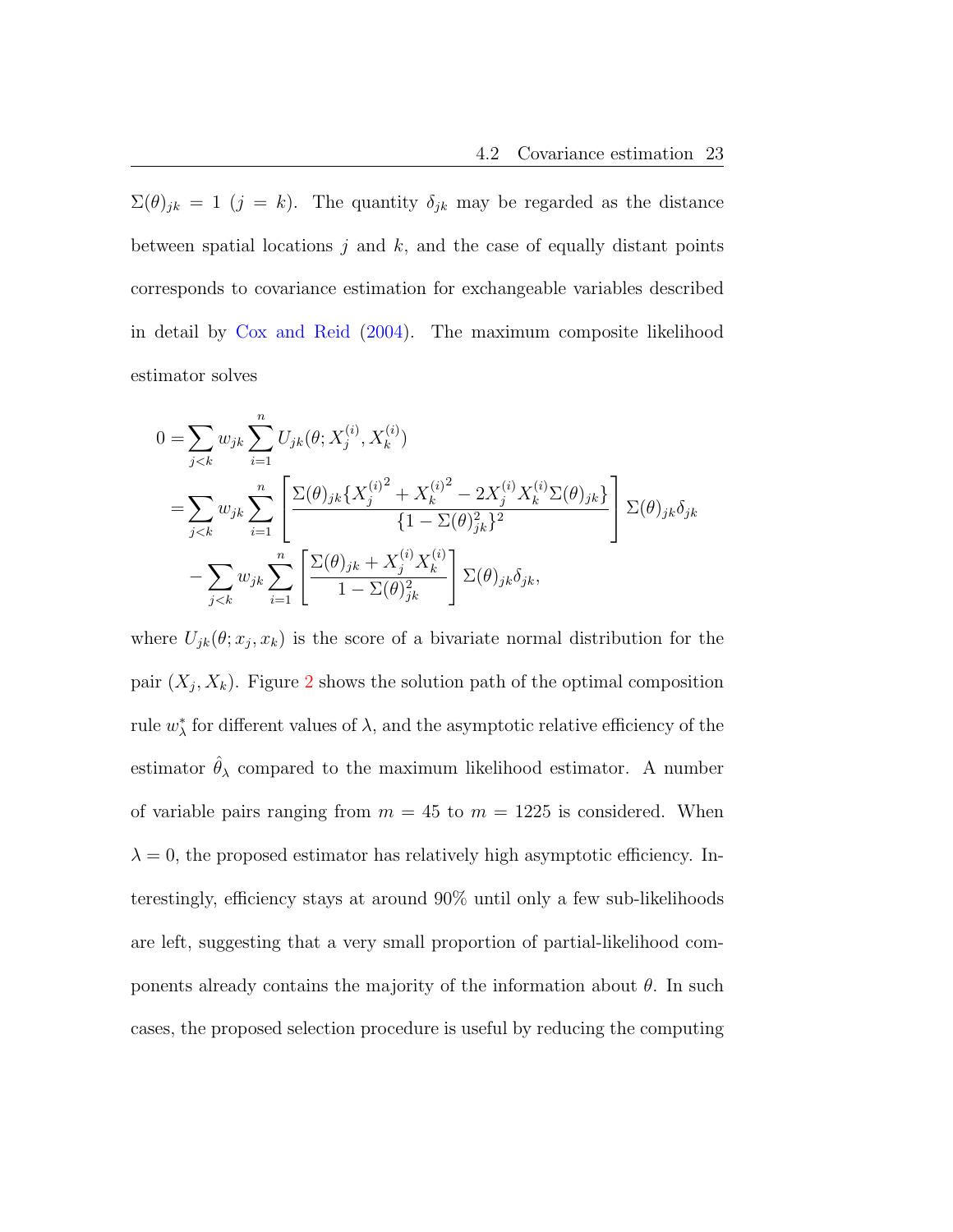$\Sigma(\theta)_{jk} = 1$ $(j = k)$. The quantity $\delta_{jk}$ may be regarded as the distance between spatial locations $j$ and $k$, and the case of equally distant points corresponds to covariance estimation for exchangeable variables described in detail by Cox and Reid (2004). The maximum composite likelihood estimator solves

$$
\begin{aligned}
0 =& \sum_{j<k} w_{jk} \sum_{i=1}^{n} U_{jk}(\theta; X_j^{(i)}, X_k^{(i)}) \\
=& \sum_{j<k} w_{jk} \sum_{i=1}^{n} \left[ \frac{\Sigma(\theta)_{jk} \{ {X_j^{(i)}}^2 + {X_k^{(i)}}^2 - 2 X_j^{(i)} X_k^{(i)} \Sigma(\theta)_{jk} \}}{\{1 - \Sigma(\theta)_{jk}^2\}^2} \right] \Sigma(\theta)_{jk} \delta_{jk} \\
& - \sum_{j<k} w_{jk} \sum_{i=1}^{n} \left[ \frac{\Sigma(\theta)_{jk} + X_j^{(i)} X_k^{(i)}}{1 - \Sigma(\theta)_{jk}^2} \right] \Sigma(\theta)_{jk} \delta_{jk},
\end{aligned}
$$

where $U_{jk}(\theta; x_j, x_k)$ is the score of a bivariate normal distribution for the pair $(X_j, X_k)$. Figure 2 shows the solution path of the optimal composition rule $w_\lambda^*$ for different values of $\lambda$, and the asymptotic relative efficiency of the estimator $\hat{\theta}_\lambda$ compared to the maximum likelihood estimator. A number of variable pairs ranging from $m = 45$ to $m = 1225$ is considered. When $\lambda = 0$, the proposed estimator has relatively high asymptotic efficiency. Interestingly, efficiency stays at around 90% until only a few sub-likelihoods are left, suggesting that a very small proportion of partial-likelihood components already contains the majority of the information about $\theta$. In such cases, the proposed selection procedure is useful by reducing the computing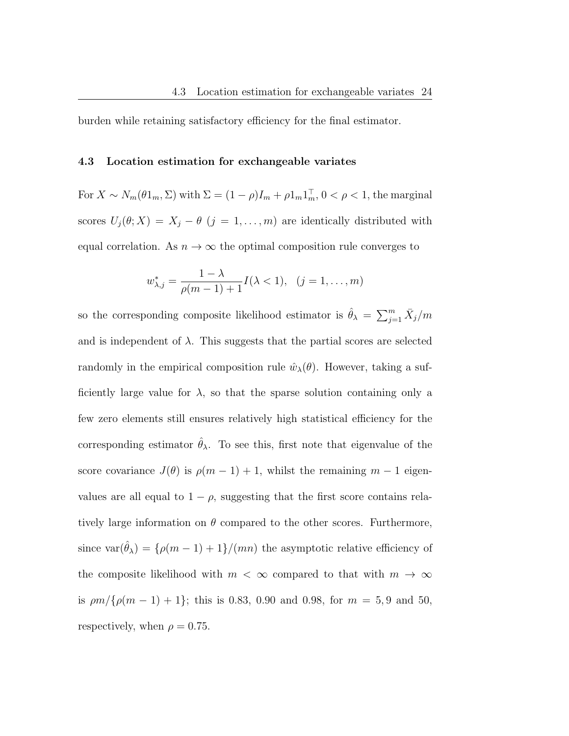burden while retaining satisfactory efficiency for the final estimator.

### 4.3 Location estimation for exchangeable variates

For $X \sim N_m(\theta 1_m, \Sigma)$ with $\Sigma = (1-\rho)I_m + \rho 1_m 1_m^\top$, $0 < \rho < 1$, the marginal scores $U_j(\theta; X) = X_j - \theta$ $(j = 1, \ldots, m)$ are identically distributed with equal correlation. As $n \to \infty$ the optimal composition rule converges to

$$w^*_{\lambda,j} = \frac{1-\lambda}{\rho(m-1)+1} I(\lambda < 1), \quad (j = 1, \ldots, m)$$

so the corresponding composite likelihood estimator is $\hat{\theta}_\lambda = \sum_{j=1}^m \bar{X}_j / m$ and is independent of $\lambda$. This suggests that the partial scores are selected randomly in the empirical composition rule $\hat{w}_\lambda(\theta)$. However, taking a sufficiently large value for $\lambda$, so that the sparse solution containing only a few zero elements still ensures relatively high statistical efficiency for the corresponding estimator $\hat{\theta}_\lambda$. To see this, first note that eigenvalue of the score covariance $J(\theta)$ is $\rho(m-1)+1$, whilst the remaining $m-1$ eigenvalues are all equal to $1-\rho$, suggesting that the first score contains relatively large information on $\theta$ compared to the other scores. Furthermore, since $\text{var}(\hat{\theta}_\lambda) = \{\rho(m-1)+1\}/(mn)$ the asymptotic relative efficiency of the composite likelihood with $m < \infty$ compared to that with $m \to \infty$ is $\rho m / \{\rho(m-1)+1\}$; this is 0.83, 0.90 and 0.98, for $m = 5, 9$ and 50, respectively, when $\rho = 0.75$.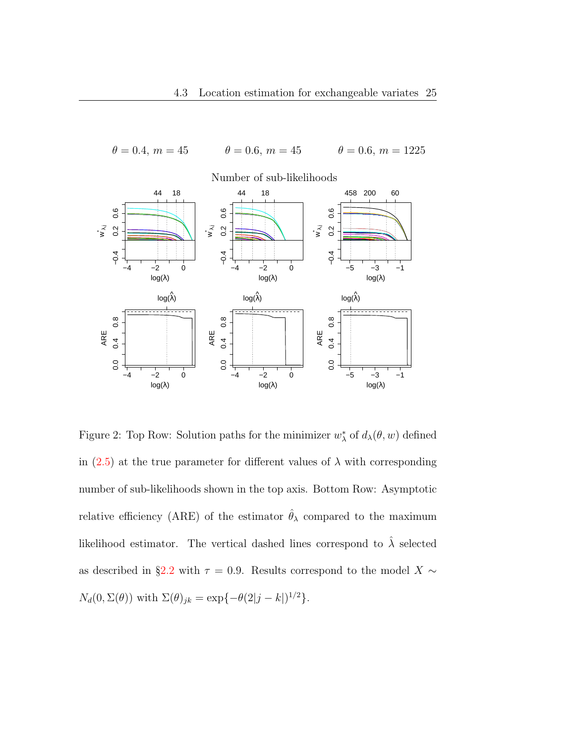$\theta = 0.4,\ m = 45$ $\theta = 0.6,\ m = 45$ $\theta = 0.6,\ m = 1225$

Figure 2: Top Row: Solution paths for the minimizer $w_\lambda^*$ of $d_\lambda(\theta, w)$ defined in (2.5) at the true parameter for different values of $\lambda$ with corresponding number of sub-likelihoods shown in the top axis. Bottom Row: Asymptotic relative efficiency (ARE) of the estimator $\hat{\theta}_\lambda$ compared to the maximum likelihood estimator. The vertical dashed lines correspond to $\hat{\lambda}$ selected as described in §2.2 with $\tau = 0.9$. Results correspond to the model $X \sim N_d(0, \Sigma(\theta))$ with $\Sigma(\theta)_{jk} = \exp\{-\theta(2|j-k|)^{1/2}\}$.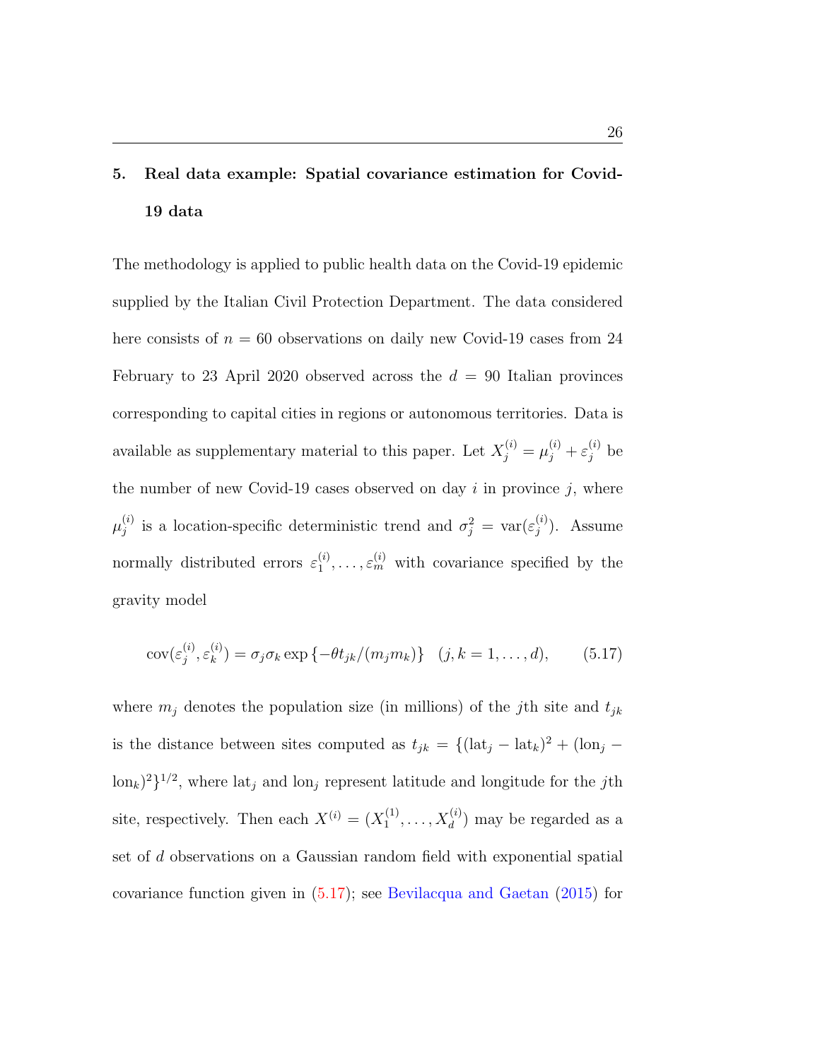## 5. Real data example: Spatial covariance estimation for Covid-19 data

The methodology is applied to public health data on the Covid-19 epidemic supplied by the Italian Civil Protection Department. The data considered here consists of $n = 60$ observations on daily new Covid-19 cases from 24 February to 23 April 2020 observed across the $d = 90$ Italian provinces corresponding to capital cities in regions or autonomous territories. Data is available as supplementary material to this paper. Let $X_j^{(i)} = \mu_j^{(i)} + \varepsilon_j^{(i)}$ be the number of new Covid-19 cases observed on day $i$ in province $j$, where $\mu_j^{(i)}$ is a location-specific deterministic trend and $\sigma_j^2 = \mathrm{var}(\varepsilon_j^{(i)})$. Assume normally distributed errors $\varepsilon_1^{(i)}, \dots, \varepsilon_m^{(i)}$ with covariance specified by the gravity model

$$\mathrm{cov}(\varepsilon_j^{(i)}, \varepsilon_k^{(i)}) = \sigma_j \sigma_k \exp\{-\theta t_{jk}/(m_j m_k)\} \quad (j, k = 1, \dots, d), \tag{5.17}$$

where $m_j$ denotes the population size (in millions) of the $j$th site and $t_{jk}$ is the distance between sites computed as $t_{jk} = \{(\mathrm{lat}_j - \mathrm{lat}_k)^2 + (\mathrm{lon}_j - \mathrm{lon}_k)^2\}^{1/2}$, where $\mathrm{lat}_j$ and $\mathrm{lon}_j$ represent latitude and longitude for the $j$th site, respectively. Then each $X^{(i)} = (X_1^{(1)}, \dots, X_d^{(i)})$ may be regarded as a set of $d$ observations on a Gaussian random field with exponential spatial covariance function given in (5.17); see Bevilacqua and Gaetan (2015) for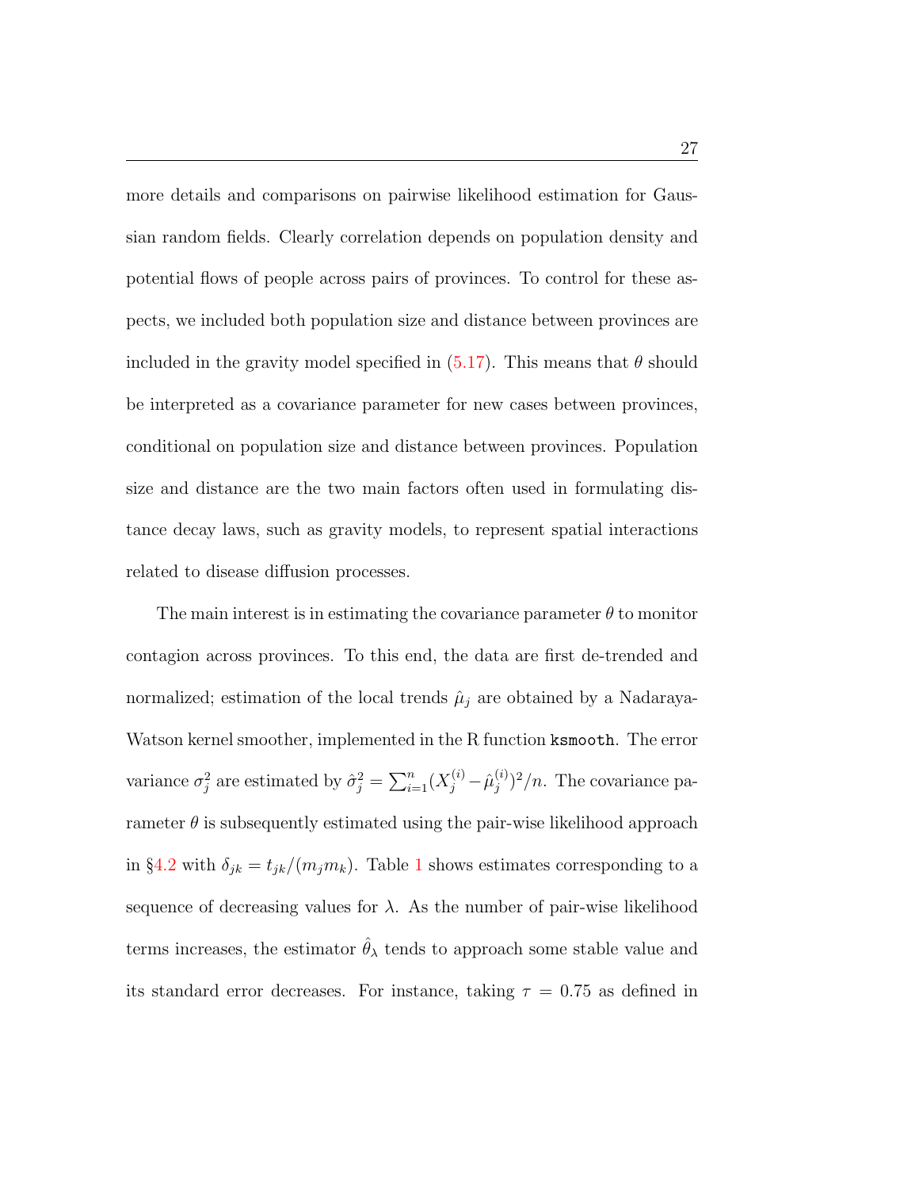more details and comparisons on pairwise likelihood estimation for Gaussian random fields. Clearly correlation depends on population density and potential flows of people across pairs of provinces. To control for these aspects, we included both population size and distance between provinces are included in the gravity model specified in (5.17). This means that $\theta$ should be interpreted as a covariance parameter for new cases between provinces, conditional on population size and distance between provinces. Population size and distance are the two main factors often used in formulating distance decay laws, such as gravity models, to represent spatial interactions related to disease diffusion processes.

The main interest is in estimating the covariance parameter $\theta$ to monitor contagion across provinces. To this end, the data are first de-trended and normalized; estimation of the local trends $\hat{\mu}_j$ are obtained by a Nadaraya-Watson kernel smoother, implemented in the R function `ksmooth`. The error variance $\sigma_j^2$ are estimated by $\hat{\sigma}_j^2 = \sum_{i=1}^n (X_j^{(i)} - \hat{\mu}_j^{(i)})^2/n$. The covariance parameter $\theta$ is subsequently estimated using the pair-wise likelihood approach in §4.2 with $\delta_{jk} = t_{jk}/(m_j m_k)$. Table 1 shows estimates corresponding to a sequence of decreasing values for $\lambda$. As the number of pair-wise likelihood terms increases, the estimator $\hat{\theta}_\lambda$ tends to approach some stable value and its standard error decreases. For instance, taking $\tau = 0.75$ as defined in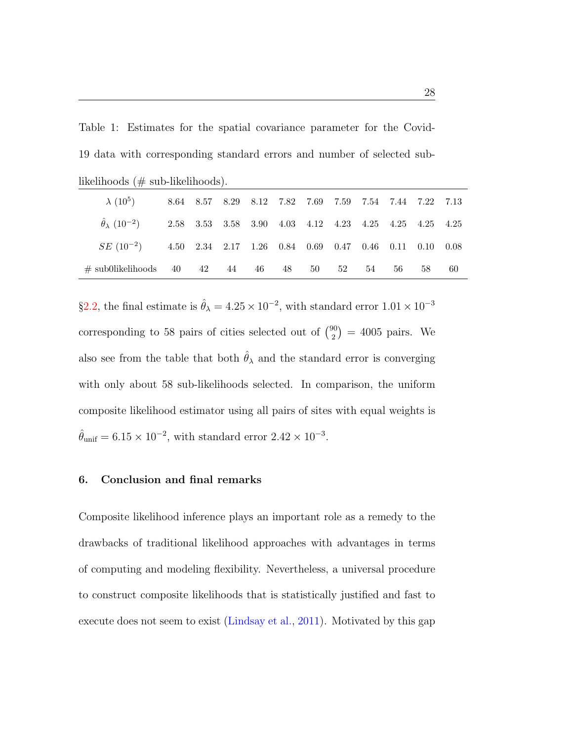Table 1: Estimates for the spatial covariance parameter for the Covid-19 data with corresponding standard errors and number of selected sub-likelihoods (# sub-likelihoods).

| $\lambda$ $(10^5)$ | 8.64 | 8.57 | 8.29 | 8.12 | 7.82 | 7.69 | 7.59 | 7.54 | 7.44 | 7.22 | 7.13 |
|---|---|---|---|---|---|---|---|---|---|---|---|
| $\hat{\theta}_\lambda$ $(10^{-2})$ | 2.58 | 3.53 | 3.58 | 3.90 | 4.03 | 4.12 | 4.23 | 4.25 | 4.25 | 4.25 | 4.25 |
| $SE$ $(10^{-2})$ | 4.50 | 2.34 | 2.17 | 1.26 | 0.84 | 0.69 | 0.47 | 0.46 | 0.11 | 0.10 | 0.08 |
| # sub0likelihoods | 40 | 42 | 44 | 46 | 48 | 50 | 52 | 54 | 56 | 58 | 60 |

§2.2, the final estimate is $\hat{\theta}_\lambda = 4.25 \times 10^{-2}$, with standard error $1.01 \times 10^{-3}$ corresponding to 58 pairs of cities selected out of $\binom{90}{2} = 4005$ pairs. We also see from the table that both $\hat{\theta}_\lambda$ and the standard error is converging with only about 58 sub-likelihoods selected. In comparison, the uniform composite likelihood estimator using all pairs of sites with equal weights is $\hat{\theta}_{\text{unif}} = 6.15 \times 10^{-2}$, with standard error $2.42 \times 10^{-3}$.

## 6. Conclusion and final remarks

Composite likelihood inference plays an important role as a remedy to the drawbacks of traditional likelihood approaches with advantages in terms of computing and modeling flexibility. Nevertheless, a universal procedure to construct composite likelihoods that is statistically justified and fast to execute does not seem to exist (Lindsay et al., 2011). Motivated by this gap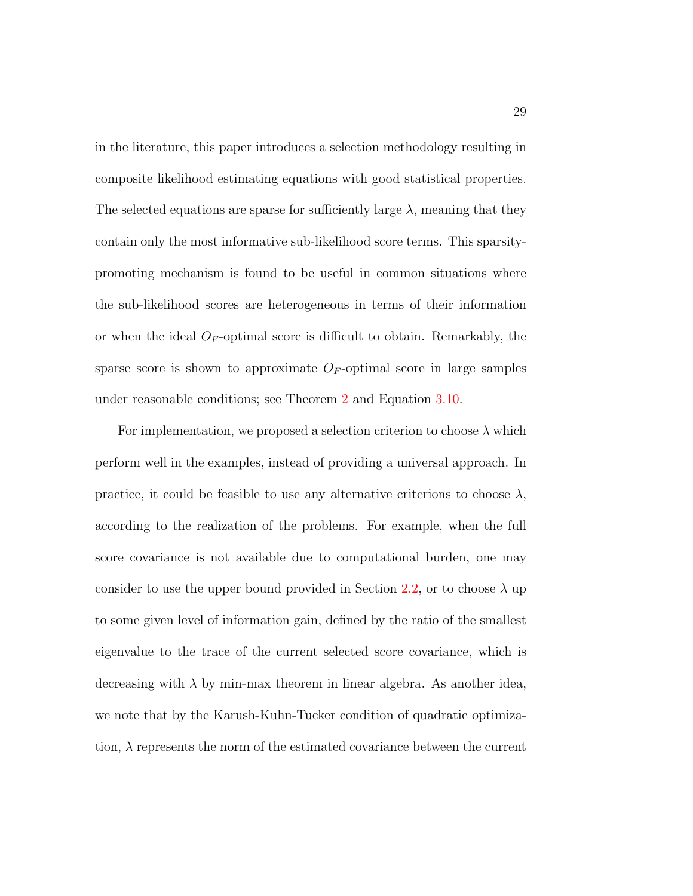in the literature, this paper introduces a selection methodology resulting in composite likelihood estimating equations with good statistical properties. The selected equations are sparse for sufficiently large $\lambda$, meaning that they contain only the most informative sub-likelihood score terms. This sparsity-promoting mechanism is found to be useful in common situations where the sub-likelihood scores are heterogeneous in terms of their information or when the ideal $O_F$-optimal score is difficult to obtain. Remarkably, the sparse score is shown to approximate $O_F$-optimal score in large samples under reasonable conditions; see Theorem 2 and Equation 3.10.

For implementation, we proposed a selection criterion to choose $\lambda$ which perform well in the examples, instead of providing a universal approach. In practice, it could be feasible to use any alternative criterions to choose $\lambda$, according to the realization of the problems. For example, when the full score covariance is not available due to computational burden, one may consider to use the upper bound provided in Section 2.2, or to choose $\lambda$ up to some given level of information gain, defined by the ratio of the smallest eigenvalue to the trace of the current selected score covariance, which is decreasing with $\lambda$ by min-max theorem in linear algebra. As another idea, we note that by the Karush-Kuhn-Tucker condition of quadratic optimization, $\lambda$ represents the norm of the estimated covariance between the current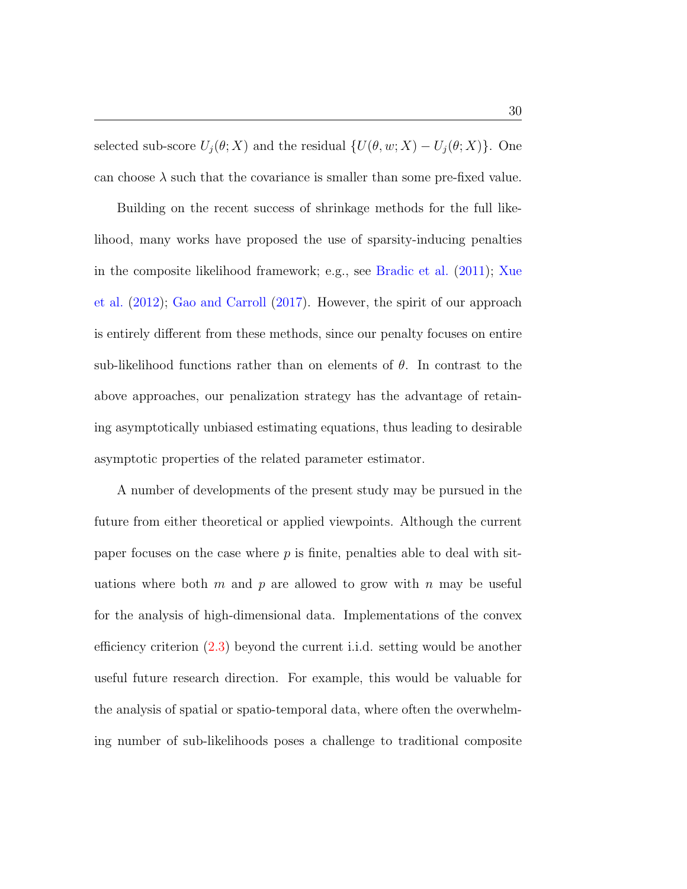selected sub-score $U_j(\theta; X)$ and the residual $\{U(\theta, w; X) - U_j(\theta; X)\}$. One can choose $\lambda$ such that the covariance is smaller than some pre-fixed value.

Building on the recent success of shrinkage methods for the full likelihood, many works have proposed the use of sparsity-inducing penalties in the composite likelihood framework; e.g., see Bradic et al. (2011); Xue et al. (2012); Gao and Carroll (2017). However, the spirit of our approach is entirely different from these methods, since our penalty focuses on entire sub-likelihood functions rather than on elements of $\theta$. In contrast to the above approaches, our penalization strategy has the advantage of retaining asymptotically unbiased estimating equations, thus leading to desirable asymptotic properties of the related parameter estimator.

A number of developments of the present study may be pursued in the future from either theoretical or applied viewpoints. Although the current paper focuses on the case where $p$ is finite, penalties able to deal with situations where both $m$ and $p$ are allowed to grow with $n$ may be useful for the analysis of high-dimensional data. Implementations of the convex efficiency criterion (2.3) beyond the current i.i.d. setting would be another useful future research direction. For example, this would be valuable for the analysis of spatial or spatio-temporal data, where often the overwhelming number of sub-likelihoods poses a challenge to traditional composite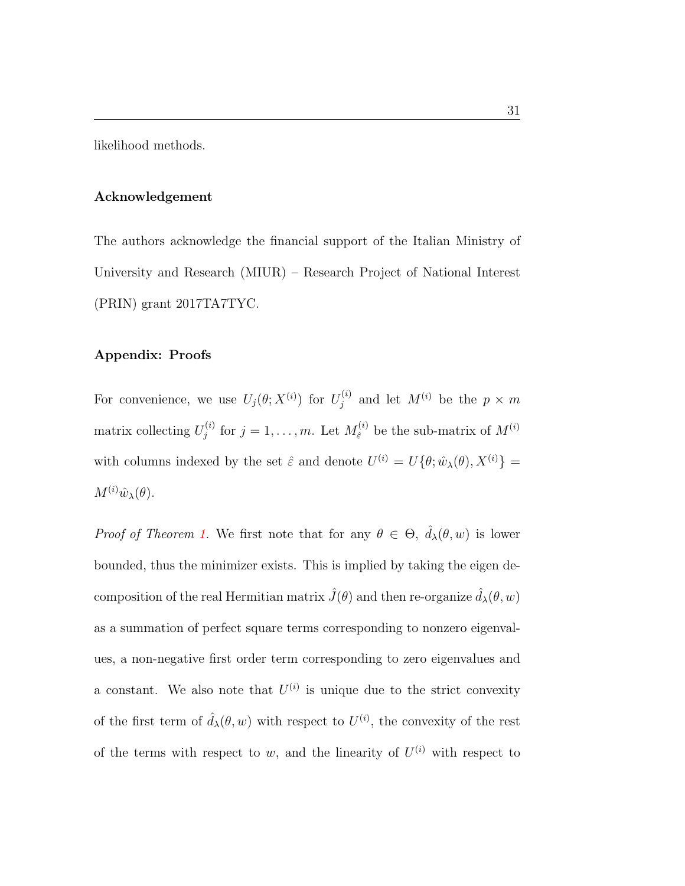likelihood methods.

**Acknowledgement**

The authors acknowledge the financial support of the Italian Ministry of University and Research (MIUR) – Research Project of National Interest (PRIN) grant 2017TA7TYC.

**Appendix: Proofs**

For convenience, we use $U_j(\theta; X^{(i)})$ for $U_j^{(i)}$ and let $M^{(i)}$ be the $p \times m$ matrix collecting $U_j^{(i)}$ for $j = 1, \ldots, m$. Let $M_{\hat{\varepsilon}}^{(i)}$ be the sub-matrix of $M^{(i)}$ with columns indexed by the set $\hat{\varepsilon}$ and denote $U^{(i)} = U\{\theta; \hat{w}_\lambda(\theta), X^{(i)}\} = M^{(i)}\hat{w}_\lambda(\theta)$.

*Proof of Theorem 1.* We first note that for any $\theta \in \Theta$, $\hat{d}_\lambda(\theta, w)$ is lower bounded, thus the minimizer exists. This is implied by taking the eigen decomposition of the real Hermitian matrix $\hat{J}(\theta)$ and then re-organize $\hat{d}_\lambda(\theta, w)$ as a summation of perfect square terms corresponding to nonzero eigenvalues, a non-negative first order term corresponding to zero eigenvalues and a constant. We also note that $U^{(i)}$ is unique due to the strict convexity of the first term of $\hat{d}_\lambda(\theta, w)$ with respect to $U^{(i)}$, the convexity of the rest of the terms with respect to $w$, and the linearity of $U^{(i)}$ with respect to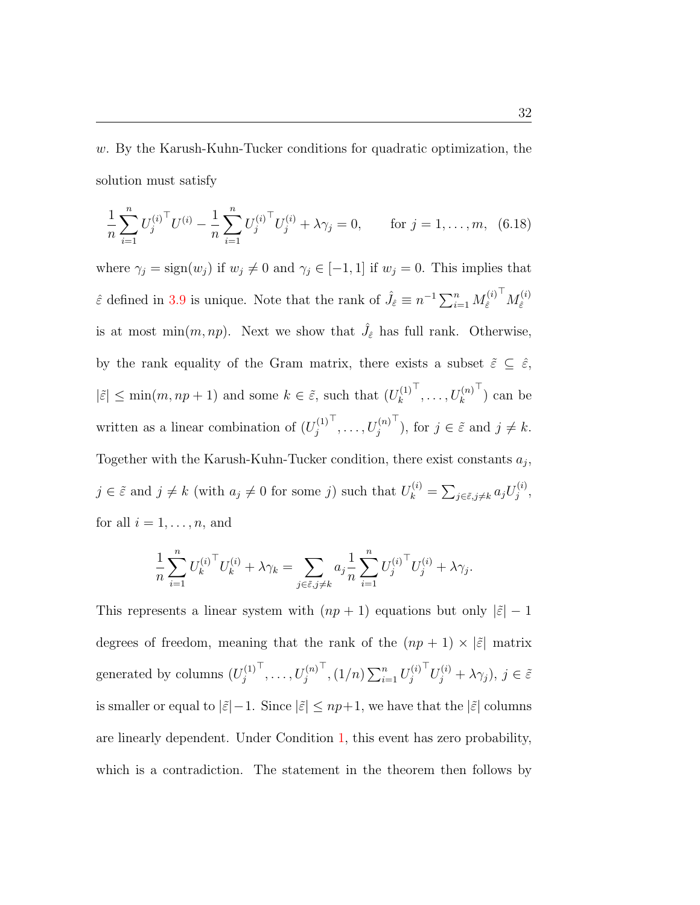$w$. By the Karush-Kuhn-Tucker conditions for quadratic optimization, the solution must satisfy

$$\frac{1}{n}\sum_{i=1}^{n} {U_j^{(i)}}^\top U^{(i)} - \frac{1}{n}\sum_{i=1}^{n} {U_j^{(i)}}^\top U_j^{(i)} + \lambda\gamma_j = 0, \qquad \text{for } j = 1, \ldots, m, \quad (6.18)$$

where $\gamma_j = \text{sign}(w_j)$ if $w_j \neq 0$ and $\gamma_j \in [-1, 1]$ if $w_j = 0$. This implies that $\hat{\varepsilon}$ defined in 3.9 is unique. Note that the rank of $\hat{J}_{\hat{\varepsilon}} \equiv n^{-1}\sum_{i=1}^{n} {M_{\hat{\varepsilon}}^{(i)}}^\top M_{\hat{\varepsilon}}^{(i)}$ is at most $\min(m, np)$. Next we show that $\hat{J}_{\hat{\varepsilon}}$ has full rank. Otherwise, by the rank equality of the Gram matrix, there exists a subset $\tilde{\varepsilon} \subseteq \hat{\varepsilon}$, $|\tilde{\varepsilon}| \leq \min(m, np+1)$ and some $k \in \tilde{\varepsilon}$, such that $({U_k^{(1)}}^\top, \ldots, {U_k^{(n)}}^\top)$ can be written as a linear combination of $({U_j^{(1)}}^\top, \ldots, {U_j^{(n)}}^\top)$, for $j \in \tilde{\varepsilon}$ and $j \neq k$. Together with the Karush-Kuhn-Tucker condition, there exist constants $a_j$, $j \in \tilde{\varepsilon}$ and $j \neq k$ (with $a_j \neq 0$ for some $j$) such that $U_k^{(i)} = \sum_{j \in \tilde{\varepsilon}, j \neq k} a_j U_j^{(i)}$, for all $i = 1, \ldots, n$, and

$$\frac{1}{n}\sum_{i=1}^{n} {U_k^{(i)}}^\top U_k^{(i)} + \lambda\gamma_k = \sum_{j \in \tilde{\varepsilon}, j \neq k} a_j \frac{1}{n}\sum_{i=1}^{n} {U_j^{(i)}}^\top U_j^{(i)} + \lambda\gamma_j.$$

This represents a linear system with $(np+1)$ equations but only $|\tilde{\varepsilon}| - 1$ degrees of freedom, meaning that the rank of the $(np+1) \times |\tilde{\varepsilon}|$ matrix generated by columns $({U_j^{(1)}}^\top, \ldots, {U_j^{(n)}}^\top, (1/n)\sum_{i=1}^{n} {U_j^{(i)}}^\top U_j^{(i)} + \lambda\gamma_j)$, $j \in \tilde{\varepsilon}$ is smaller or equal to $|\tilde{\varepsilon}| - 1$. Since $|\tilde{\varepsilon}| \leq np+1$, we have that the $|\tilde{\varepsilon}|$ columns are linearly dependent. Under Condition 1, this event has zero probability, which is a contradiction. The statement in the theorem then follows by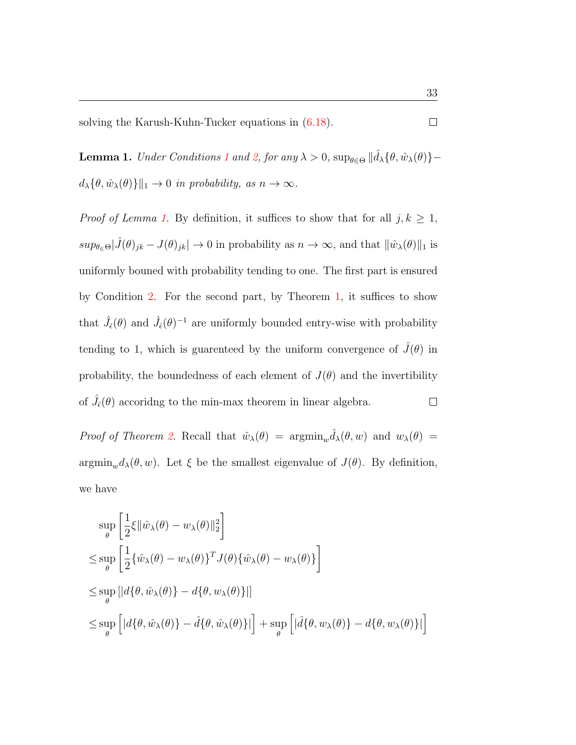solving the Karush-Kuhn-Tucker equations in (6.18). □

**Lemma 1.** *Under Conditions 1 and 2, for any $\lambda > 0$, $\sup_{\theta \in \Theta} \|\hat{d}_\lambda\{\theta, \hat{w}_\lambda(\theta)\} - d_\lambda\{\theta, \hat{w}_\lambda(\theta)\}\|_1 \to 0$ in probability, as $n \to \infty$.*

*Proof of Lemma 1.* By definition, it suffices to show that for all $j, k \geq 1$, $sup_{\theta \in \Theta} |\hat{J}(\theta)_{jk} - J(\theta)_{jk}| \to 0$ in probability as $n \to \infty$, and that $\|\hat{w}_\lambda(\theta)\|_1$ is uniformly bouned with probability tending to one. The first part is ensured by Condition 2. For the second part, by Theorem 1, it suffices to show that $\hat{J}_\epsilon(\theta)$ and $\hat{J}_{\hat{\epsilon}}(\theta)^{-1}$ are uniformly bounded entry-wise with probability tending to 1, which is guarenteed by the uniform convergence of $\hat{J}(\theta)$ in probability, the boundedness of each element of $J(\theta)$ and the invertibility of $\hat{J}_{\hat{\epsilon}}(\theta)$ accoridng to the min-max theorem in linear algebra. □

*Proof of Theorem 2.* Recall that $\hat{w}_\lambda(\theta) = \text{argmin}_w \hat{d}_\lambda(\theta, w)$ and $w_\lambda(\theta) = \text{argmin}_w d_\lambda(\theta, w)$. Let $\xi$ be the smallest eigenvalue of $J(\theta)$. By definition, we have

$$
\begin{aligned}
&\sup_\theta \left[ \frac{1}{2} \xi \|\hat{w}_\lambda(\theta) - w_\lambda(\theta)\|_2^2 \right] \\
\leq &\sup_\theta \left[ \frac{1}{2} \{\hat{w}_\lambda(\theta) - w_\lambda(\theta)\}^T J(\theta) \{\hat{w}_\lambda(\theta) - w_\lambda(\theta)\} \right] \\
\leq &\sup_\theta \left[ |d\{\theta, \hat{w}_\lambda(\theta)\} - d\{\theta, w_\lambda(\theta)\}| \right] \\
\leq &\sup_\theta \left[ \left| d\{\theta, \hat{w}_\lambda(\theta)\} - \hat{d}\{\theta, \hat{w}_\lambda(\theta)\} \right| \right] + \sup_\theta \left[ \left| \hat{d}\{\theta, w_\lambda(\theta)\} - d\{\theta, w_\lambda(\theta)\} \right| \right]
\end{aligned}
$$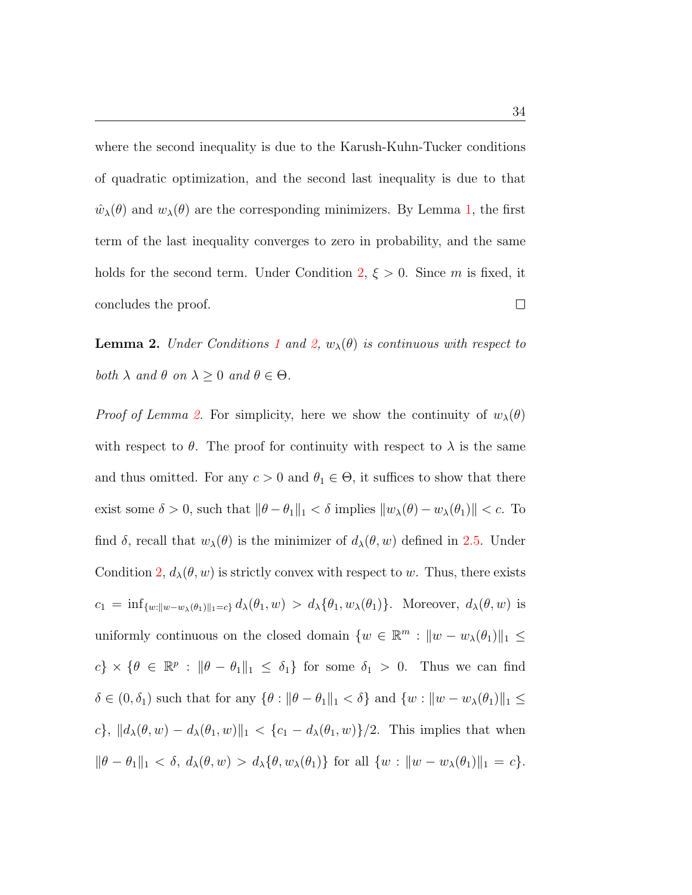where the second inequality is due to the Karush-Kuhn-Tucker conditions of quadratic optimization, and the second last inequality is due to that $\hat{w}_\lambda(\theta)$ and $w_\lambda(\theta)$ are the corresponding minimizers. By Lemma 1, the first term of the last inequality converges to zero in probability, and the same holds for the second term. Under Condition 2, $\xi > 0$. Since $m$ is fixed, it concludes the proof. □

**Lemma 2.** *Under Conditions 1 and 2, $w_\lambda(\theta)$ is continuous with respect to both $\lambda$ and $\theta$ on $\lambda \geq 0$ and $\theta \in \Theta$.*

*Proof of Lemma 2.* For simplicity, here we show the continuity of $w_\lambda(\theta)$ with respect to $\theta$. The proof for continuity with respect to $\lambda$ is the same and thus omitted. For any $c > 0$ and $\theta_1 \in \Theta$, it suffices to show that there exist some $\delta > 0$, such that $\|\theta - \theta_1\|_1 < \delta$ implies $\|w_\lambda(\theta) - w_\lambda(\theta_1)\| < c$. To find $\delta$, recall that $w_\lambda(\theta)$ is the minimizer of $d_\lambda(\theta, w)$ defined in 2.5. Under Condition 2, $d_\lambda(\theta, w)$ is strictly convex with respect to $w$. Thus, there exists $c_1 = \inf_{\{w:\|w-w_\lambda(\theta_1)\|_1=c\}} d_\lambda(\theta_1, w) > d_\lambda\{\theta_1, w_\lambda(\theta_1)\}$. Moreover, $d_\lambda(\theta, w)$ is uniformly continuous on the closed domain $\{w \in \mathbb{R}^m : \|w - w_\lambda(\theta_1)\|_1 \leq c\} \times \{\theta \in \mathbb{R}^p : \|\theta - \theta_1\|_1 \leq \delta_1\}$ for some $\delta_1 > 0$. Thus we can find $\delta \in (0, \delta_1)$ such that for any $\{\theta : \|\theta - \theta_1\|_1 < \delta\}$ and $\{w : \|w - w_\lambda(\theta_1)\|_1 \leq c\}$, $\|d_\lambda(\theta, w) - d_\lambda(\theta_1, w)\|_1 < \{c_1 - d_\lambda(\theta_1, w)\}/2$. This implies that when $\|\theta - \theta_1\|_1 < \delta$, $d_\lambda(\theta, w) > d_\lambda\{\theta, w_\lambda(\theta_1)\}$ for all $\{w : \|w - w_\lambda(\theta_1)\|_1 = c\}$.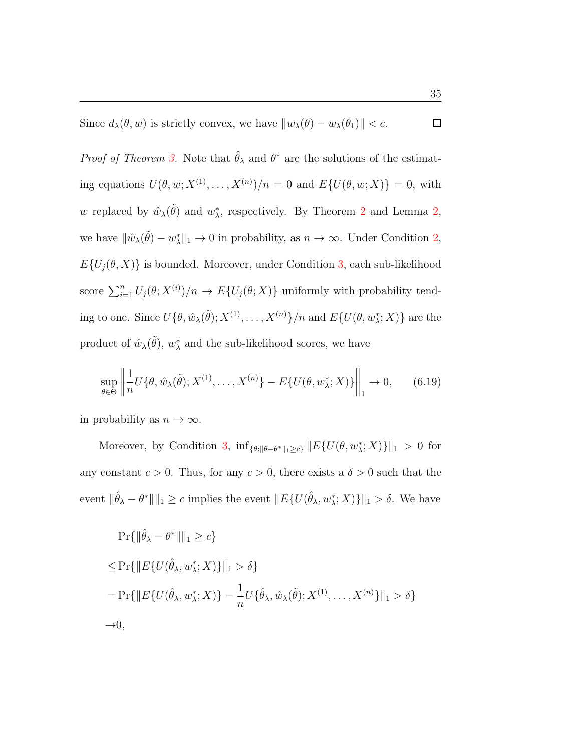Since $d_\lambda(\theta, w)$ is strictly convex, we have $\|w_\lambda(\theta) - w_\lambda(\theta_1)\| < c$. □

*Proof of Theorem 3.* Note that $\hat{\theta}_\lambda$ and $\theta^*$ are the solutions of the estimating equations $U(\theta, w; X^{(1)}, \dots, X^{(n)})/n = 0$ and $E\{U(\theta, w; X)\} = 0$, with $w$ replaced by $\hat{w}_\lambda(\tilde{\theta})$ and $w^*_\lambda$, respectively. By Theorem 2 and Lemma 2, we have $\|\hat{w}_\lambda(\tilde{\theta}) - w^*_\lambda\|_1 \to 0$ in probability, as $n \to \infty$. Under Condition 2, $E\{U_j(\theta, X)\}$ is bounded. Moreover, under Condition 3, each sub-likelihood score $\sum_{i=1}^n U_j(\theta; X^{(i)})/n \to E\{U_j(\theta; X)\}$ uniformly with probability tending to one. Since $U\{\theta, \hat{w}_\lambda(\tilde{\theta}); X^{(1)}, \dots, X^{(n)}\}/n$ and $E\{U(\theta, w^*_\lambda; X)\}$ are the product of $\hat{w}_\lambda(\tilde{\theta})$, $w^*_\lambda$ and the sub-likelihood scores, we have

$$\sup_{\theta \in \Theta} \left\| \frac{1}{n} U\{\theta, \hat{w}_\lambda(\tilde{\theta}); X^{(1)}, \dots, X^{(n)}\} - E\{U(\theta, w^*_\lambda; X)\} \right\|_1 \to 0, \tag{6.19}$$

in probability as $n \to \infty$.

Moreover, by Condition 3, $\inf_{\{\theta: \|\theta - \theta^*\|_1 \geq c\}} \|E\{U(\theta, w^*_\lambda; X)\}\|_1 > 0$ for any constant $c > 0$. Thus, for any $c > 0$, there exists a $\delta > 0$ such that the event $\|\hat{\theta}_\lambda - \theta^*\|\|_1 \geq c$ implies the event $\|E\{U(\hat{\theta}_\lambda, w^*_\lambda; X)\}\|_1 > \delta$. We have

$$
\begin{aligned}
&\Pr\{\|\hat{\theta}_\lambda - \theta^*\|\|_1 \geq c\} \\
\leq &\Pr\{\|E\{U(\hat{\theta}_\lambda, w^*_\lambda; X)\}\|_1 > \delta\} \\
= &\Pr\{\|E\{U(\hat{\theta}_\lambda, w^*_\lambda; X)\} - \frac{1}{n} U\{\hat{\theta}_\lambda, \hat{w}_\lambda(\tilde{\theta}); X^{(1)}, \dots, X^{(n)}\}\|_1 > \delta\} \\
\to &0,
\end{aligned}
$$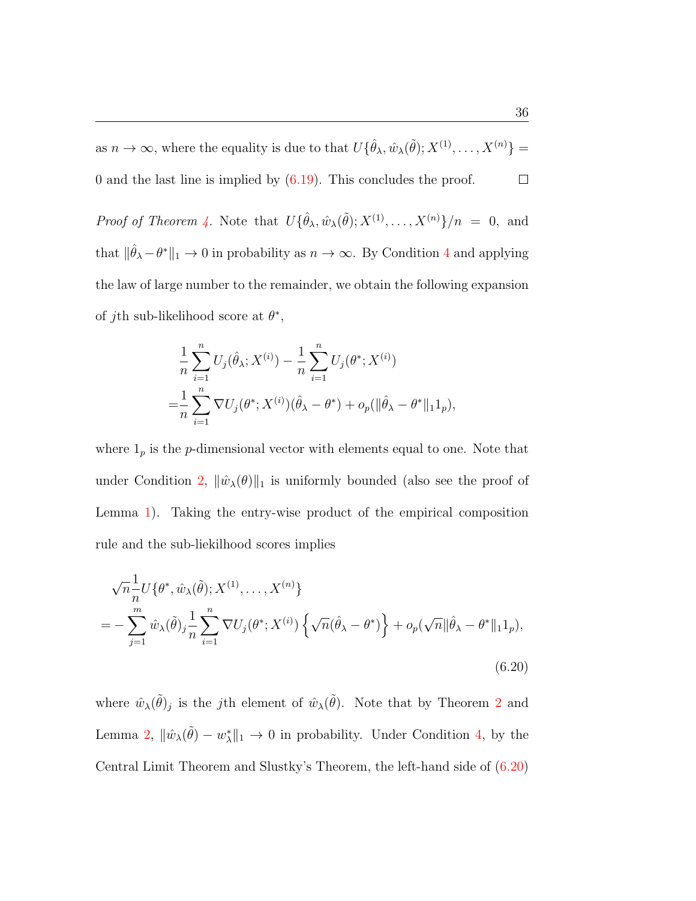as $n \to \infty$, where the equality is due to that $U\{\hat{\theta}_\lambda, \hat{w}_\lambda(\tilde{\theta}); X^{(1)}, \ldots, X^{(n)}\} = 0$ and the last line is implied by (6.19). This concludes the proof. $\square$

*Proof of Theorem 4.* Note that $U\{\hat{\theta}_\lambda, \hat{w}_\lambda(\tilde{\theta}); X^{(1)}, \ldots, X^{(n)}\}/n = 0$, and that $\|\hat{\theta}_\lambda - \theta^*\|_1 \to 0$ in probability as $n \to \infty$. By Condition 4 and applying the law of large number to the remainder, we obtain the following expansion of $j$th sub-likelihood score at $\theta^*$,

$$
\begin{aligned}
&\frac{1}{n}\sum_{i=1}^{n} U_j(\hat{\theta}_\lambda; X^{(i)}) - \frac{1}{n}\sum_{i=1}^{n} U_j(\theta^*; X^{(i)}) \\
=&\frac{1}{n}\sum_{i=1}^{n} \nabla U_j(\theta^*; X^{(i)})(\hat{\theta}_\lambda - \theta^*) + o_p(\|\hat{\theta}_\lambda - \theta^*\|_1 1_p),
\end{aligned}
$$

where $1_p$ is the $p$-dimensional vector with elements equal to one. Note that under Condition 2, $\|\hat{w}_\lambda(\theta)\|_1$ is uniformly bounded (also see the proof of Lemma 1). Taking the entry-wise product of the empirical composition rule and the sub-liekilhood scores implies

$$
\begin{aligned}
&\sqrt{n}\frac{1}{n} U\{\theta^*, \hat{w}_\lambda(\tilde{\theta}); X^{(1)}, \ldots, X^{(n)}\} \\
=& -\sum_{j=1}^{m} \hat{w}_\lambda(\tilde{\theta})_j \frac{1}{n}\sum_{i=1}^{n} \nabla U_j(\theta^*; X^{(i)}) \left\{\sqrt{n}(\hat{\theta}_\lambda - \theta^*)\right\} + o_p(\sqrt{n}\|\hat{\theta}_\lambda - \theta^*\|_1 1_p),
\end{aligned}
\tag{6.20}
$$

where $\hat{w}_\lambda(\tilde{\theta})_j$ is the $j$th element of $\hat{w}_\lambda(\tilde{\theta})$. Note that by Theorem 2 and Lemma 2, $\|\hat{w}_\lambda(\tilde{\theta}) - w^*_\lambda\|_1 \to 0$ in probability. Under Condition 4, by the Central Limit Theorem and Slustky's Theorem, the left-hand side of (6.20)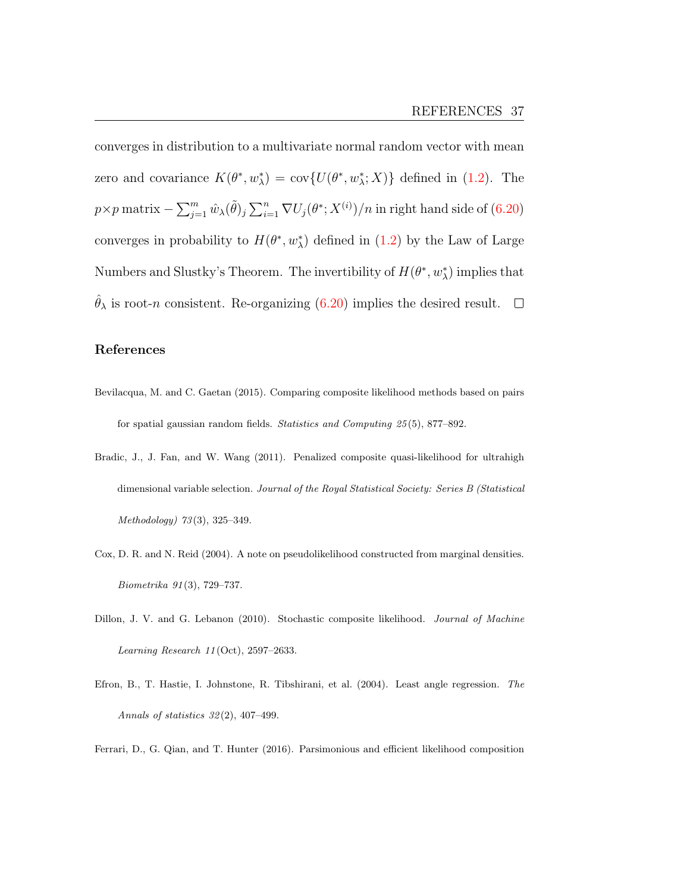converges in distribution to a multivariate normal random vector with mean zero and covariance $K(\theta^*, w^*_\lambda) = \text{cov}\{U(\theta^*, w^*_\lambda; X)\}$ defined in (1.2). The $p\times p$ matrix $-\sum_{j=1}^m \hat{w}_\lambda(\tilde{\theta})_j \sum_{i=1}^n \nabla U_j(\theta^*; X^{(i)})/n$ in right hand side of (6.20) converges in probability to $H(\theta^*, w^*_\lambda)$ defined in (1.2) by the Law of Large Numbers and Slustky's Theorem. The invertibility of $H(\theta^*, w^*_\lambda)$ implies that $\hat{\theta}_\lambda$ is root-$n$ consistent. Re-organizing (6.20) implies the desired result. □

## References

Bevilacqua, M. and C. Gaetan (2015). Comparing composite likelihood methods based on pairs for spatial gaussian random fields. *Statistics and Computing 25*(5), 877–892.

Bradic, J., J. Fan, and W. Wang (2011). Penalized composite quasi-likelihood for ultrahigh dimensional variable selection. *Journal of the Royal Statistical Society: Series B (Statistical Methodology) 73*(3), 325–349.

Cox, D. R. and N. Reid (2004). A note on pseudolikelihood constructed from marginal densities. *Biometrika 91*(3), 729–737.

Dillon, J. V. and G. Lebanon (2010). Stochastic composite likelihood. *Journal of Machine Learning Research 11*(Oct), 2597–2633.

Efron, B., T. Hastie, I. Johnstone, R. Tibshirani, et al. (2004). Least angle regression. *The Annals of statistics 32*(2), 407–499.

Ferrari, D., G. Qian, and T. Hunter (2016). Parsimonious and efficient likelihood composition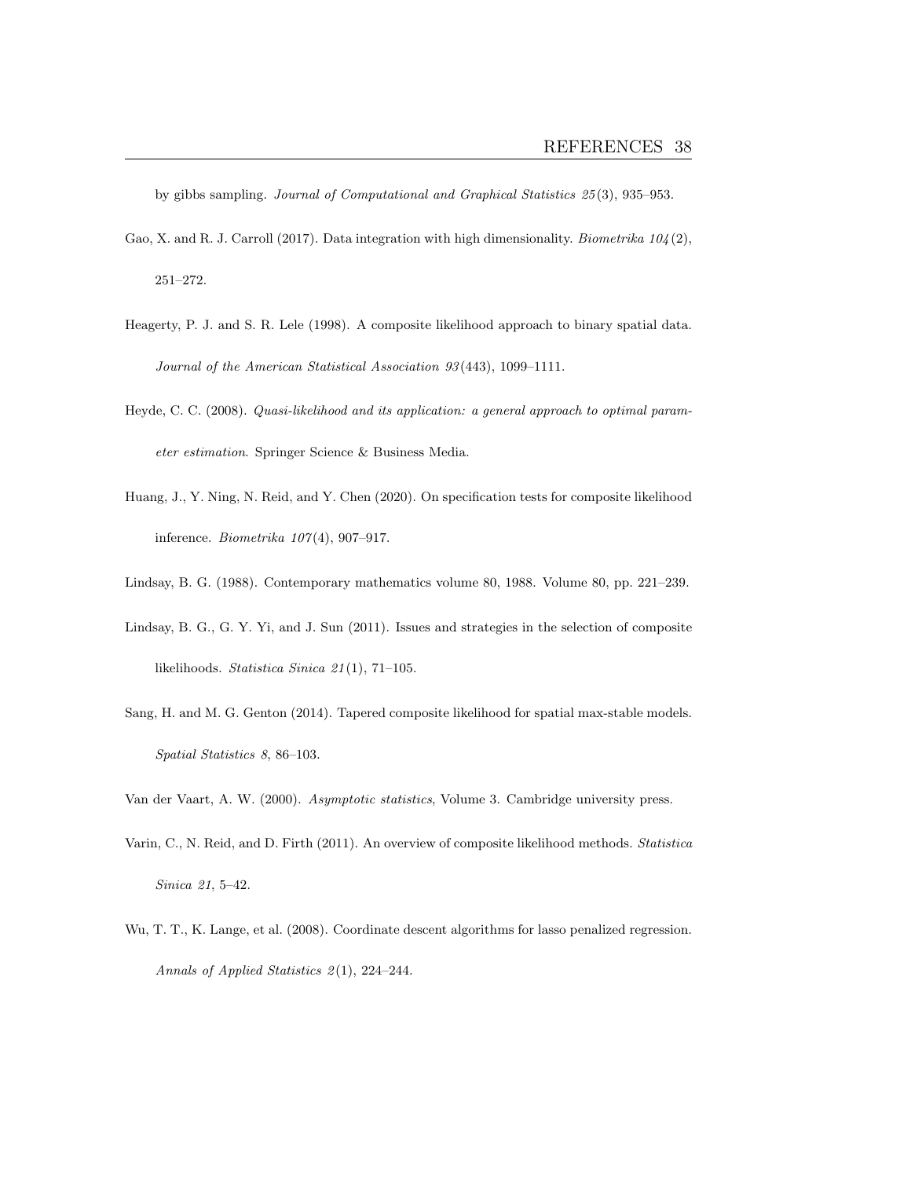by gibbs sampling. *Journal of Computational and Graphical Statistics 25*(3), 935–953.

Gao, X. and R. J. Carroll (2017). Data integration with high dimensionality. *Biometrika 104*(2), 251–272.

Heagerty, P. J. and S. R. Lele (1998). A composite likelihood approach to binary spatial data. *Journal of the American Statistical Association 93*(443), 1099–1111.

Heyde, C. C. (2008). *Quasi-likelihood and its application: a general approach to optimal parameter estimation*. Springer Science & Business Media.

Huang, J., Y. Ning, N. Reid, and Y. Chen (2020). On specification tests for composite likelihood inference. *Biometrika 107*(4), 907–917.

Lindsay, B. G. (1988). Contemporary mathematics volume 80, 1988. Volume 80, pp. 221–239.

Lindsay, B. G., G. Y. Yi, and J. Sun (2011). Issues and strategies in the selection of composite likelihoods. *Statistica Sinica 21*(1), 71–105.

Sang, H. and M. G. Genton (2014). Tapered composite likelihood for spatial max-stable models. *Spatial Statistics 8*, 86–103.

Van der Vaart, A. W. (2000). *Asymptotic statistics*, Volume 3. Cambridge university press.

Varin, C., N. Reid, and D. Firth (2011). An overview of composite likelihood methods. *Statistica Sinica 21*, 5–42.

Wu, T. T., K. Lange, et al. (2008). Coordinate descent algorithms for lasso penalized regression. *Annals of Applied Statistics 2*(1), 224–244.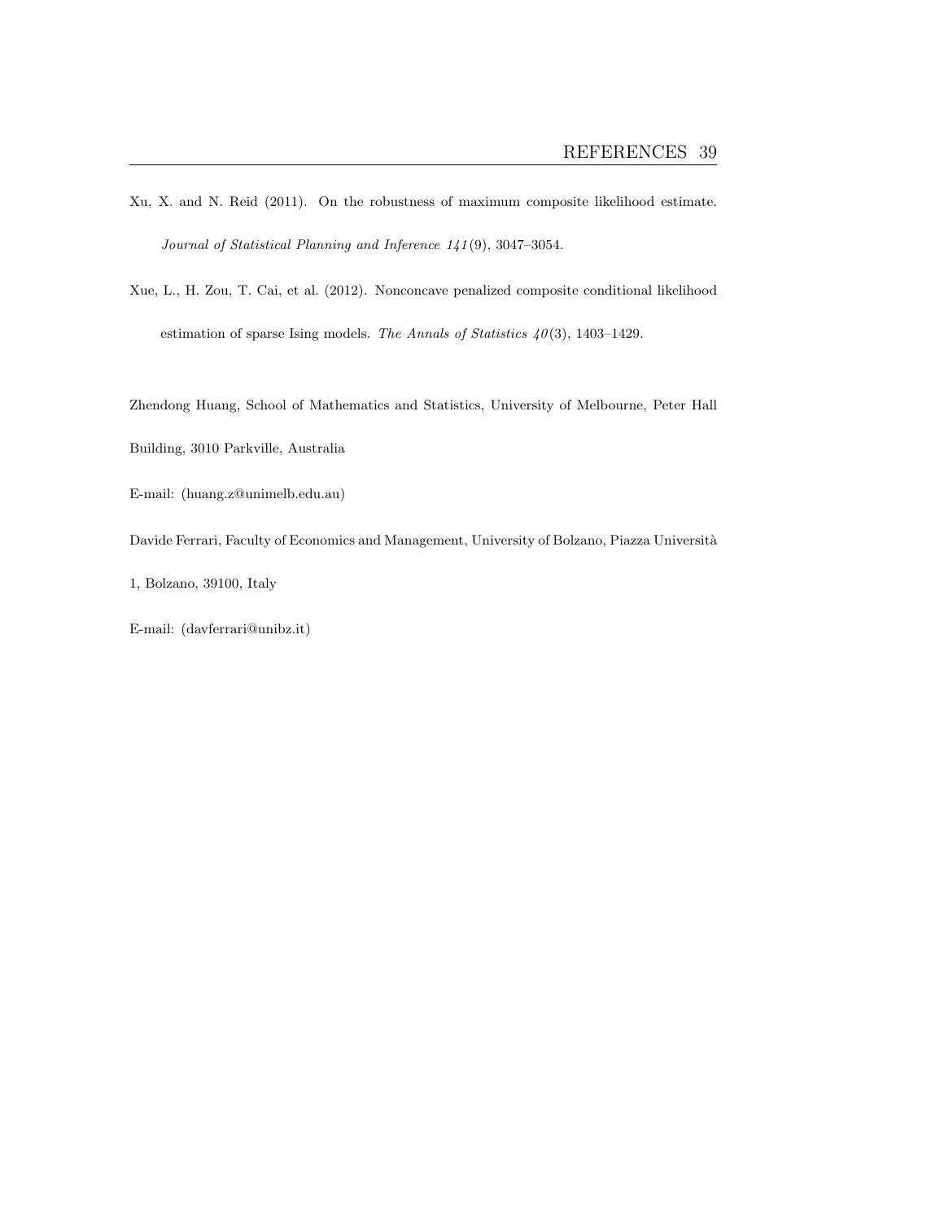Xu, X. and N. Reid (2011). On the robustness of maximum composite likelihood estimate. *Journal of Statistical Planning and Inference 141*(9), 3047–3054.

Xue, L., H. Zou, T. Cai, et al. (2012). Nonconcave penalized composite conditional likelihood estimation of sparse Ising models. *The Annals of Statistics 40*(3), 1403–1429.

Zhendong Huang, School of Mathematics and Statistics, University of Melbourne, Peter Hall Building, 3010 Parkville, Australia

E-mail: (huang.z@unimelb.edu.au)

Davide Ferrari, Faculty of Economics and Management, University of Bolzano, Piazza Università 1, Bolzano, 39100, Italy

E-mail: (davferrari@unibz.it)